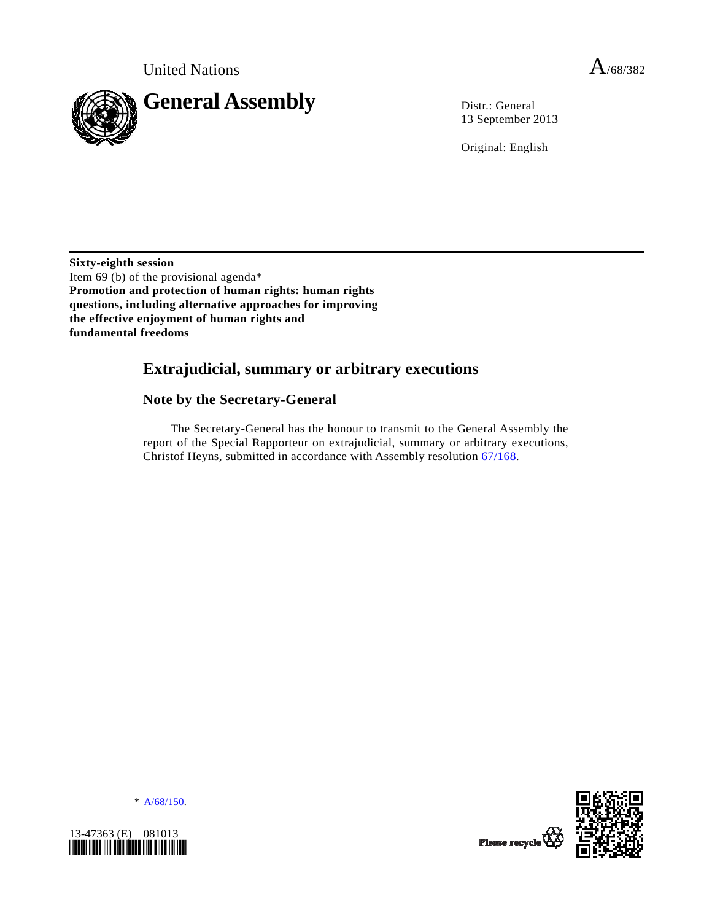United Nations

A/68/382

# General Assembly

Distr.: General
13 September 2013

Original: English

**Sixty-eighth session**
Item 69 (b) of the provisional agenda*
**Promotion and protection of human rights: human rights questions, including alternative approaches for improving the effective enjoyment of human rights and fundamental freedoms**

## Extrajudicial, summary or arbitrary executions

### Note by the Secretary-General

The Secretary-General has the honour to transmit to the General Assembly the report of the Special Rapporteur on extrajudicial, summary or arbitrary executions, Christof Heyns, submitted in accordance with Assembly resolution 67/168.

\* A/68/150.

13-47363 (E) 081013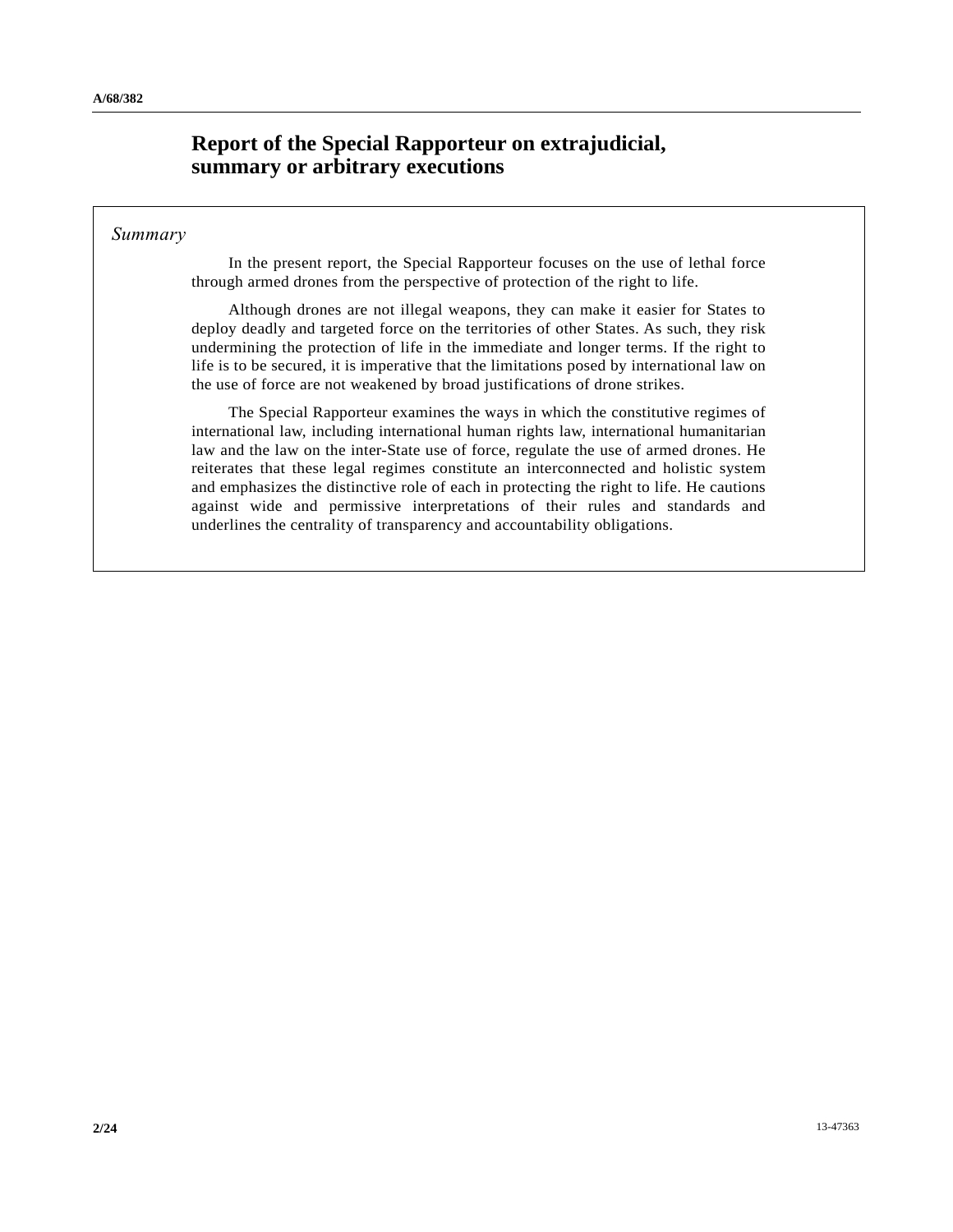# Report of the Special Rapporteur on extrajudicial, summary or arbitrary executions

*Summary*

In the present report, the Special Rapporteur focuses on the use of lethal force through armed drones from the perspective of protection of the right to life.

Although drones are not illegal weapons, they can make it easier for States to deploy deadly and targeted force on the territories of other States. As such, they risk undermining the protection of life in the immediate and longer terms. If the right to life is to be secured, it is imperative that the limitations posed by international law on the use of force are not weakened by broad justifications of drone strikes.

The Special Rapporteur examines the ways in which the constitutive regimes of international law, including international human rights law, international humanitarian law and the law on the inter-State use of force, regulate the use of armed drones. He reiterates that these legal regimes constitute an interconnected and holistic system and emphasizes the distinctive role of each in protecting the right to life. He cautions against wide and permissive interpretations of their rules and standards and underlines the centrality of transparency and accountability obligations.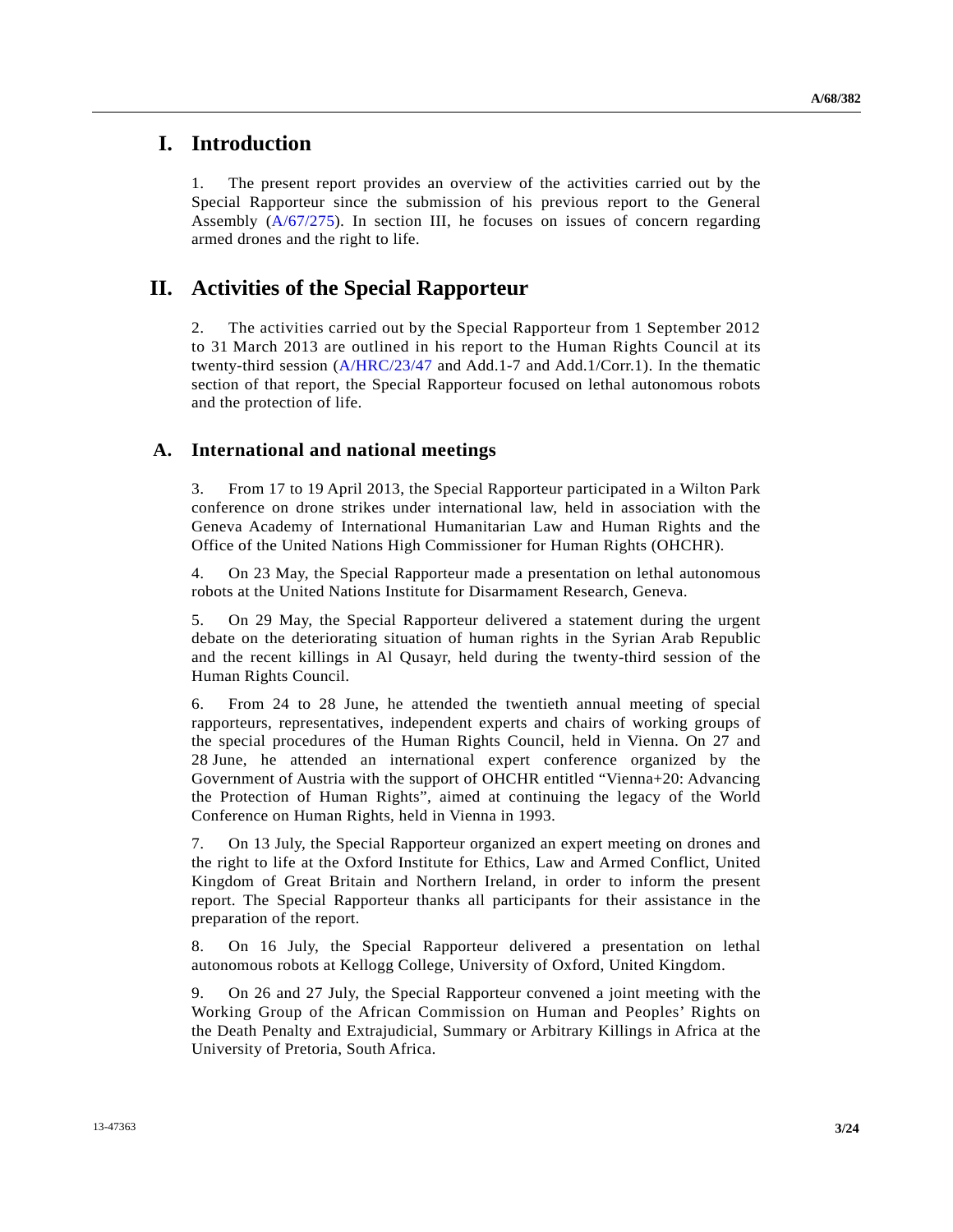# I. Introduction

1. The present report provides an overview of the activities carried out by the Special Rapporteur since the submission of his previous report to the General Assembly (A/67/275). In section III, he focuses on issues of concern regarding armed drones and the right to life.

# II. Activities of the Special Rapporteur

2. The activities carried out by the Special Rapporteur from 1 September 2012 to 31 March 2013 are outlined in his report to the Human Rights Council at its twenty-third session (A/HRC/23/47 and Add.1-7 and Add.1/Corr.1). In the thematic section of that report, the Special Rapporteur focused on lethal autonomous robots and the protection of life.

## A. International and national meetings

3. From 17 to 19 April 2013, the Special Rapporteur participated in a Wilton Park conference on drone strikes under international law, held in association with the Geneva Academy of International Humanitarian Law and Human Rights and the Office of the United Nations High Commissioner for Human Rights (OHCHR).

4. On 23 May, the Special Rapporteur made a presentation on lethal autonomous robots at the United Nations Institute for Disarmament Research, Geneva.

5. On 29 May, the Special Rapporteur delivered a statement during the urgent debate on the deteriorating situation of human rights in the Syrian Arab Republic and the recent killings in Al Qusayr, held during the twenty-third session of the Human Rights Council.

6. From 24 to 28 June, he attended the twentieth annual meeting of special rapporteurs, representatives, independent experts and chairs of working groups of the special procedures of the Human Rights Council, held in Vienna. On 27 and 28 June, he attended an international expert conference organized by the Government of Austria with the support of OHCHR entitled "Vienna+20: Advancing the Protection of Human Rights", aimed at continuing the legacy of the World Conference on Human Rights, held in Vienna in 1993.

7. On 13 July, the Special Rapporteur organized an expert meeting on drones and the right to life at the Oxford Institute for Ethics, Law and Armed Conflict, United Kingdom of Great Britain and Northern Ireland, in order to inform the present report. The Special Rapporteur thanks all participants for their assistance in the preparation of the report.

8. On 16 July, the Special Rapporteur delivered a presentation on lethal autonomous robots at Kellogg College, University of Oxford, United Kingdom.

9. On 26 and 27 July, the Special Rapporteur convened a joint meeting with the Working Group of the African Commission on Human and Peoples' Rights on the Death Penalty and Extrajudicial, Summary or Arbitrary Killings in Africa at the University of Pretoria, South Africa.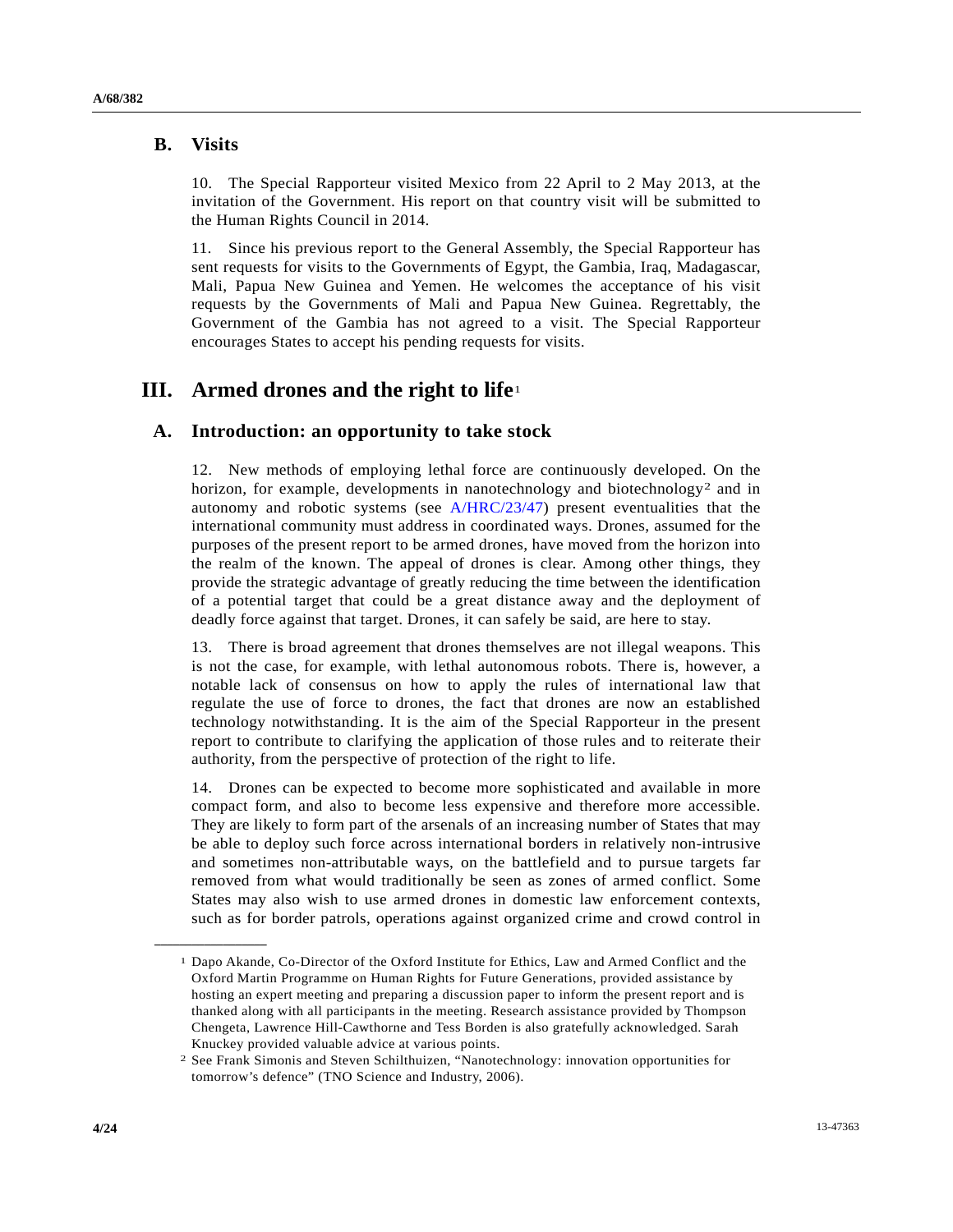## B. Visits

10. The Special Rapporteur visited Mexico from 22 April to 2 May 2013, at the invitation of the Government. His report on that country visit will be submitted to the Human Rights Council in 2014.

11. Since his previous report to the General Assembly, the Special Rapporteur has sent requests for visits to the Governments of Egypt, the Gambia, Iraq, Madagascar, Mali, Papua New Guinea and Yemen. He welcomes the acceptance of his visit requests by the Governments of Mali and Papua New Guinea. Regrettably, the Government of the Gambia has not agreed to a visit. The Special Rapporteur encourages States to accept his pending requests for visits.

# III. Armed drones and the right to life[1]

## A. Introduction: an opportunity to take stock

12. New methods of employing lethal force are continuously developed. On the horizon, for example, developments in nanotechnology and biotechnology[2] and in autonomy and robotic systems (see A/HRC/23/47) present eventualities that the international community must address in coordinated ways. Drones, assumed for the purposes of the present report to be armed drones, have moved from the horizon into the realm of the known. The appeal of drones is clear. Among other things, they provide the strategic advantage of greatly reducing the time between the identification of a potential target that could be a great distance away and the deployment of deadly force against that target. Drones, it can safely be said, are here to stay.

13. There is broad agreement that drones themselves are not illegal weapons. This is not the case, for example, with lethal autonomous robots. There is, however, a notable lack of consensus on how to apply the rules of international law that regulate the use of force to drones, the fact that drones are now an established technology notwithstanding. It is the aim of the Special Rapporteur in the present report to contribute to clarifying the application of those rules and to reiterate their authority, from the perspective of protection of the right to life.

14. Drones can be expected to become more sophisticated and available in more compact form, and also to become less expensive and therefore more accessible. They are likely to form part of the arsenals of an increasing number of States that may be able to deploy such force across international borders in relatively non-intrusive and sometimes non-attributable ways, on the battlefield and to pursue targets far removed from what would traditionally be seen as zones of armed conflict. Some States may also wish to use armed drones in domestic law enforcement contexts, such as for border patrols, operations against organized crime and crowd control in

---

[1] Dapo Akande, Co-Director of the Oxford Institute for Ethics, Law and Armed Conflict and the Oxford Martin Programme on Human Rights for Future Generations, provided assistance by hosting an expert meeting and preparing a discussion paper to inform the present report and is thanked along with all participants in the meeting. Research assistance provided by Thompson Chengeta, Lawrence Hill-Cawthorne and Tess Borden is also gratefully acknowledged. Sarah Knuckey provided valuable advice at various points.

[2] See Frank Simonis and Steven Schilthuizen, "Nanotechnology: innovation opportunities for tomorrow's defence" (TNO Science and Industry, 2006).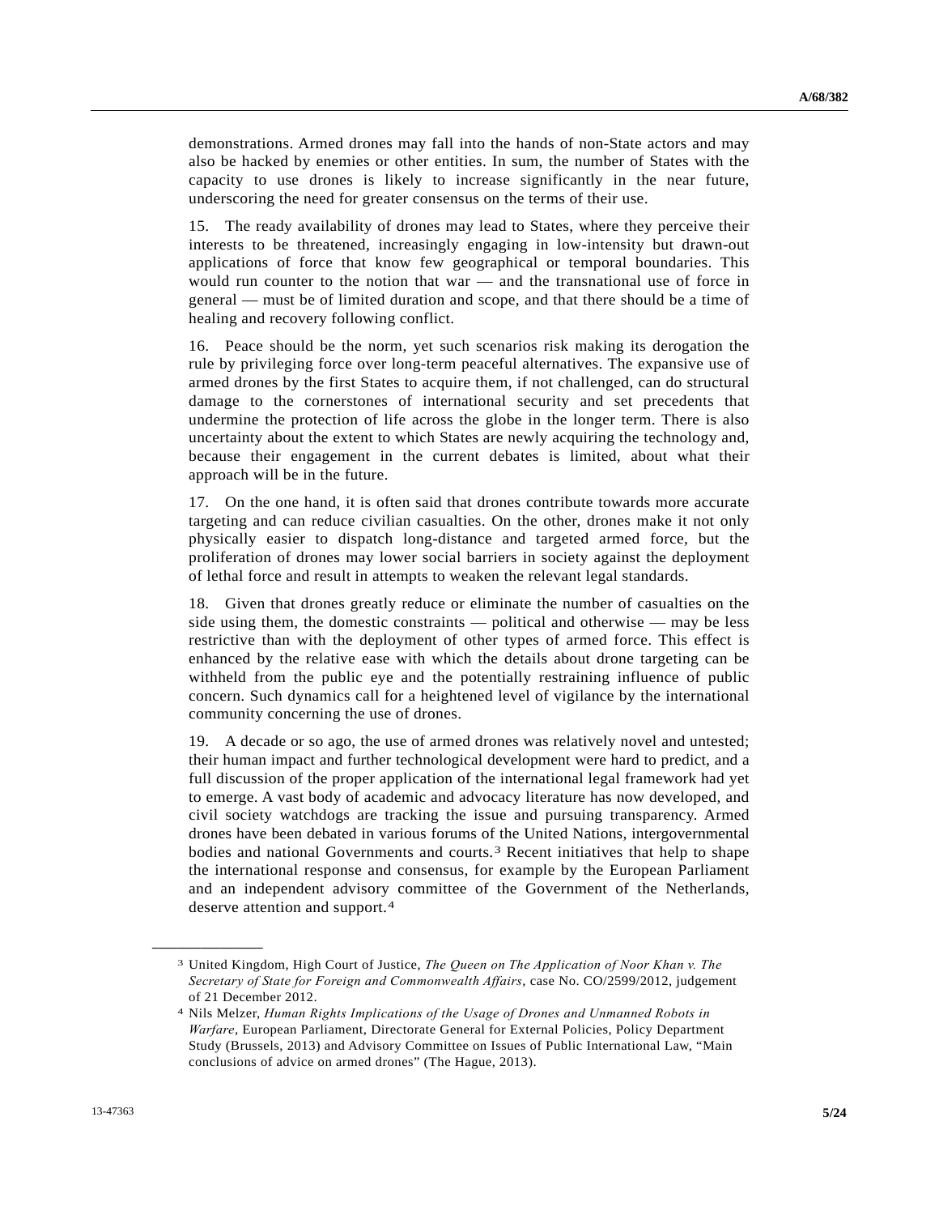demonstrations. Armed drones may fall into the hands of non-State actors and may also be hacked by enemies or other entities. In sum, the number of States with the capacity to use drones is likely to increase significantly in the near future, underscoring the need for greater consensus on the terms of their use.

15. The ready availability of drones may lead to States, where they perceive their interests to be threatened, increasingly engaging in low-intensity but drawn-out applications of force that know few geographical or temporal boundaries. This would run counter to the notion that war — and the transnational use of force in general — must be of limited duration and scope, and that there should be a time of healing and recovery following conflict.

16. Peace should be the norm, yet such scenarios risk making its derogation the rule by privileging force over long-term peaceful alternatives. The expansive use of armed drones by the first States to acquire them, if not challenged, can do structural damage to the cornerstones of international security and set precedents that undermine the protection of life across the globe in the longer term. There is also uncertainty about the extent to which States are newly acquiring the technology and, because their engagement in the current debates is limited, about what their approach will be in the future.

17. On the one hand, it is often said that drones contribute towards more accurate targeting and can reduce civilian casualties. On the other, drones make it not only physically easier to dispatch long-distance and targeted armed force, but the proliferation of drones may lower social barriers in society against the deployment of lethal force and result in attempts to weaken the relevant legal standards.

18. Given that drones greatly reduce or eliminate the number of casualties on the side using them, the domestic constraints — political and otherwise — may be less restrictive than with the deployment of other types of armed force. This effect is enhanced by the relative ease with which the details about drone targeting can be withheld from the public eye and the potentially restraining influence of public concern. Such dynamics call for a heightened level of vigilance by the international community concerning the use of drones.

19. A decade or so ago, the use of armed drones was relatively novel and untested; their human impact and further technological development were hard to predict, and a full discussion of the proper application of the international legal framework had yet to emerge. A vast body of academic and advocacy literature has now developed, and civil society watchdogs are tracking the issue and pursuing transparency. Armed drones have been debated in various forums of the United Nations, intergovernmental bodies and national Governments and courts.[3] Recent initiatives that help to shape the international response and consensus, for example by the European Parliament and an independent advisory committee of the Government of the Netherlands, deserve attention and support.[4]

---

[3] United Kingdom, High Court of Justice, *The Queen on The Application of Noor Khan v. The Secretary of State for Foreign and Commonwealth Affairs*, case No. CO/2599/2012, judgement of 21 December 2012.

[4] Nils Melzer, *Human Rights Implications of the Usage of Drones and Unmanned Robots in Warfare*, European Parliament, Directorate General for External Policies, Policy Department Study (Brussels, 2013) and Advisory Committee on Issues of Public International Law, "Main conclusions of advice on armed drones" (The Hague, 2013).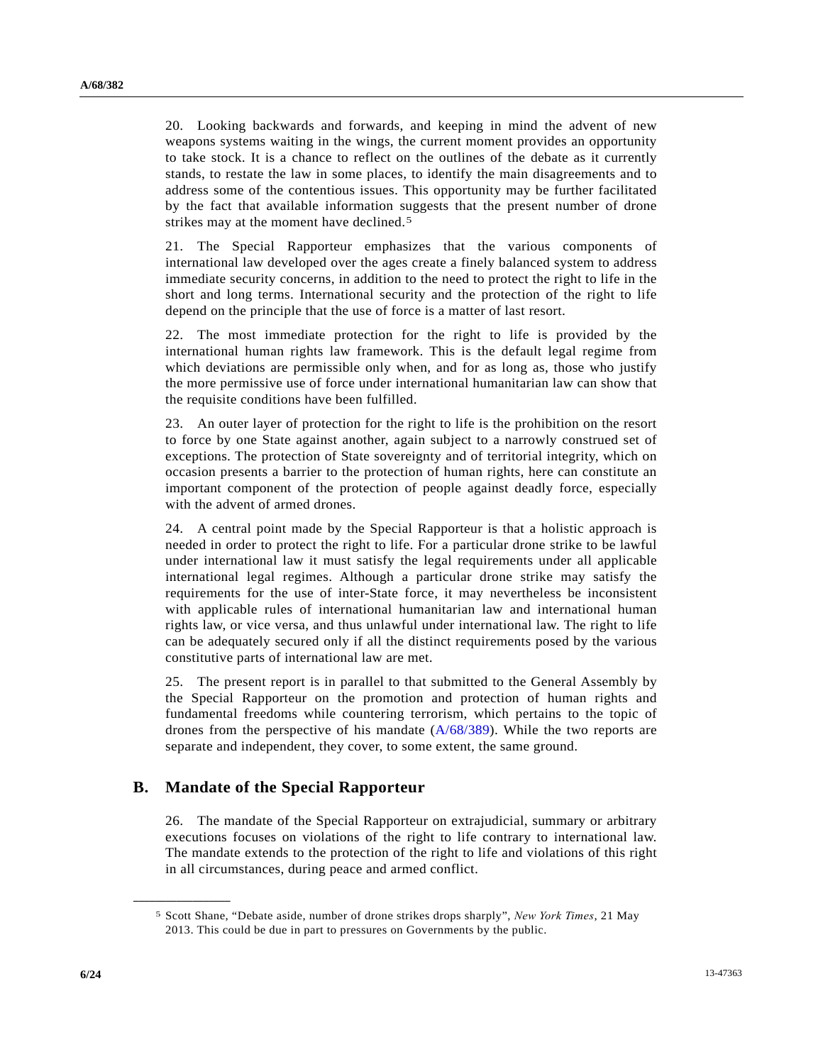20. Looking backwards and forwards, and keeping in mind the advent of new weapons systems waiting in the wings, the current moment provides an opportunity to take stock. It is a chance to reflect on the outlines of the debate as it currently stands, to restate the law in some places, to identify the main disagreements and to address some of the contentious issues. This opportunity may be further facilitated by the fact that available information suggests that the present number of drone strikes may at the moment have declined.[5]

21. The Special Rapporteur emphasizes that the various components of international law developed over the ages create a finely balanced system to address immediate security concerns, in addition to the need to protect the right to life in the short and long terms. International security and the protection of the right to life depend on the principle that the use of force is a matter of last resort.

22. The most immediate protection for the right to life is provided by the international human rights law framework. This is the default legal regime from which deviations are permissible only when, and for as long as, those who justify the more permissive use of force under international humanitarian law can show that the requisite conditions have been fulfilled.

23. An outer layer of protection for the right to life is the prohibition on the resort to force by one State against another, again subject to a narrowly construed set of exceptions. The protection of State sovereignty and of territorial integrity, which on occasion presents a barrier to the protection of human rights, here can constitute an important component of the protection of people against deadly force, especially with the advent of armed drones.

24. A central point made by the Special Rapporteur is that a holistic approach is needed in order to protect the right to life. For a particular drone strike to be lawful under international law it must satisfy the legal requirements under all applicable international legal regimes. Although a particular drone strike may satisfy the requirements for the use of inter-State force, it may nevertheless be inconsistent with applicable rules of international humanitarian law and international human rights law, or vice versa, and thus unlawful under international law. The right to life can be adequately secured only if all the distinct requirements posed by the various constitutive parts of international law are met.

25. The present report is in parallel to that submitted to the General Assembly by the Special Rapporteur on the promotion and protection of human rights and fundamental freedoms while countering terrorism, which pertains to the topic of drones from the perspective of his mandate (A/68/389). While the two reports are separate and independent, they cover, to some extent, the same ground.

## B. Mandate of the Special Rapporteur

26. The mandate of the Special Rapporteur on extrajudicial, summary or arbitrary executions focuses on violations of the right to life contrary to international law. The mandate extends to the protection of the right to life and violations of this right in all circumstances, during peace and armed conflict.

---

[5] Scott Shane, "Debate aside, number of drone strikes drops sharply", *New York Times*, 21 May 2013. This could be due in part to pressures on Governments by the public.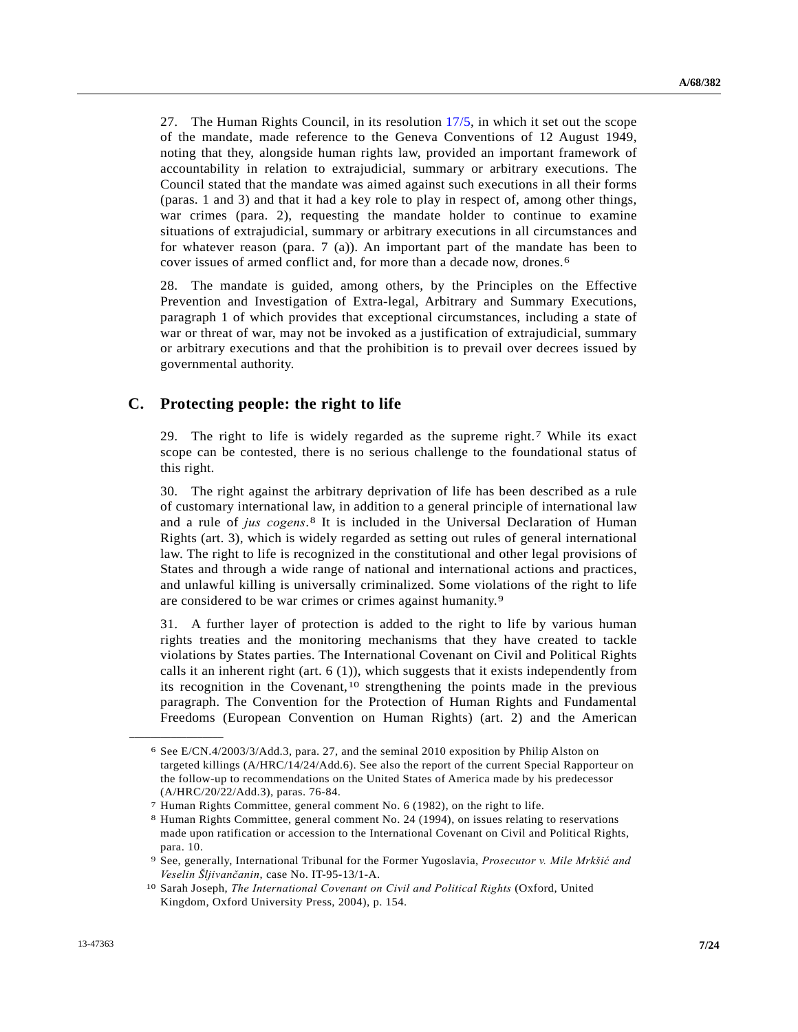27. The Human Rights Council, in its resolution 17/5, in which it set out the scope of the mandate, made reference to the Geneva Conventions of 12 August 1949, noting that they, alongside human rights law, provided an important framework of accountability in relation to extrajudicial, summary or arbitrary executions. The Council stated that the mandate was aimed against such executions in all their forms (paras. 1 and 3) and that it had a key role to play in respect of, among other things, war crimes (para. 2), requesting the mandate holder to continue to examine situations of extrajudicial, summary or arbitrary executions in all circumstances and for whatever reason (para. 7 (a)). An important part of the mandate has been to cover issues of armed conflict and, for more than a decade now, drones.[6]

28. The mandate is guided, among others, by the Principles on the Effective Prevention and Investigation of Extra-legal, Arbitrary and Summary Executions, paragraph 1 of which provides that exceptional circumstances, including a state of war or threat of war, may not be invoked as a justification of extrajudicial, summary or arbitrary executions and that the prohibition is to prevail over decrees issued by governmental authority.

## C. Protecting people: the right to life

29. The right to life is widely regarded as the supreme right.[7] While its exact scope can be contested, there is no serious challenge to the foundational status of this right.

30. The right against the arbitrary deprivation of life has been described as a rule of customary international law, in addition to a general principle of international law and a rule of *jus cogens*.[8] It is included in the Universal Declaration of Human Rights (art. 3), which is widely regarded as setting out rules of general international law. The right to life is recognized in the constitutional and other legal provisions of States and through a wide range of national and international actions and practices, and unlawful killing is universally criminalized. Some violations of the right to life are considered to be war crimes or crimes against humanity.[9]

31. A further layer of protection is added to the right to life by various human rights treaties and the monitoring mechanisms that they have created to tackle violations by States parties. The International Covenant on Civil and Political Rights calls it an inherent right (art. 6 (1)), which suggests that it exists independently from its recognition in the Covenant,[10] strengthening the points made in the previous paragraph. The Convention for the Protection of Human Rights and Fundamental Freedoms (European Convention on Human Rights) (art. 2) and the American

---

[6] See E/CN.4/2003/3/Add.3, para. 27, and the seminal 2010 exposition by Philip Alston on targeted killings (A/HRC/14/24/Add.6). See also the report of the current Special Rapporteur on the follow-up to recommendations on the United States of America made by his predecessor (A/HRC/20/22/Add.3), paras. 76-84.

[7] Human Rights Committee, general comment No. 6 (1982), on the right to life.

[8] Human Rights Committee, general comment No. 24 (1994), on issues relating to reservations made upon ratification or accession to the International Covenant on Civil and Political Rights, para. 10.

[9] See, generally, International Tribunal for the Former Yugoslavia, *Prosecutor v. Mile Mrkšić and Veselin Šljivančanin*, case No. IT-95-13/1-A.

[10] Sarah Joseph, *The International Covenant on Civil and Political Rights* (Oxford, United Kingdom, Oxford University Press, 2004), p. 154.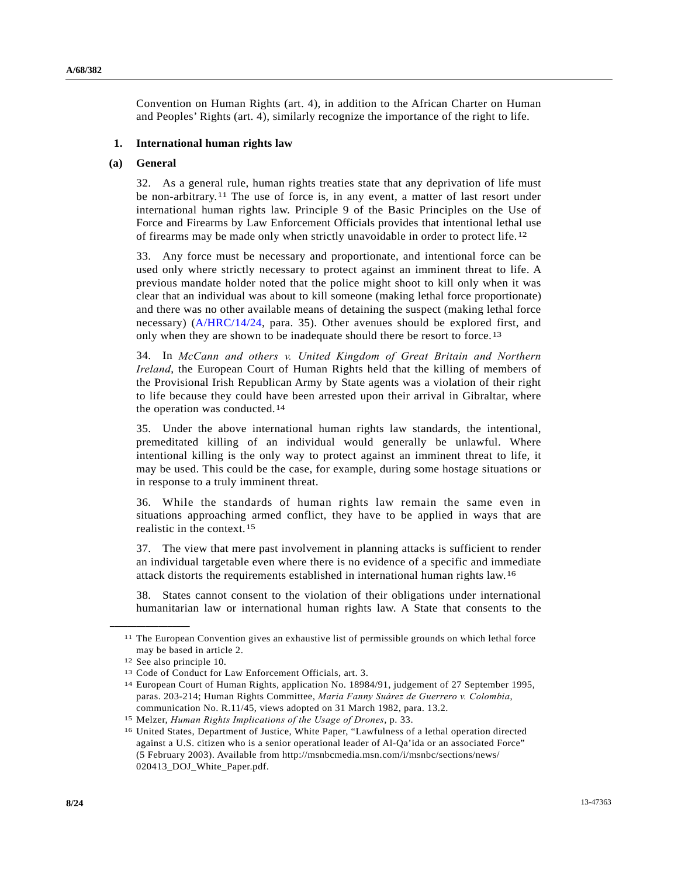Convention on Human Rights (art. 4), in addition to the African Charter on Human and Peoples' Rights (art. 4), similarly recognize the importance of the right to life.

## 1. International human rights law

### (a) General

32. As a general rule, human rights treaties state that any deprivation of life must be non-arbitrary.[11] The use of force is, in any event, a matter of last resort under international human rights law. Principle 9 of the Basic Principles on the Use of Force and Firearms by Law Enforcement Officials provides that intentional lethal use of firearms may be made only when strictly unavoidable in order to protect life.[12]

33. Any force must be necessary and proportionate, and intentional force can be used only where strictly necessary to protect against an imminent threat to life. A previous mandate holder noted that the police might shoot to kill only when it was clear that an individual was about to kill someone (making lethal force proportionate) and there was no other available means of detaining the suspect (making lethal force necessary) (A/HRC/14/24, para. 35). Other avenues should be explored first, and only when they are shown to be inadequate should there be resort to force.[13]

34. In *McCann and others v. United Kingdom of Great Britain and Northern Ireland*, the European Court of Human Rights held that the killing of members of the Provisional Irish Republican Army by State agents was a violation of their right to life because they could have been arrested upon their arrival in Gibraltar, where the operation was conducted.[14]

35. Under the above international human rights law standards, the intentional, premeditated killing of an individual would generally be unlawful. Where intentional killing is the only way to protect against an imminent threat to life, it may be used. This could be the case, for example, during some hostage situations or in response to a truly imminent threat.

36. While the standards of human rights law remain the same even in situations approaching armed conflict, they have to be applied in ways that are realistic in the context.[15]

37. The view that mere past involvement in planning attacks is sufficient to render an individual targetable even where there is no evidence of a specific and immediate attack distorts the requirements established in international human rights law.[16]

38. States cannot consent to the violation of their obligations under international humanitarian law or international human rights law. A State that consents to the

---

[11] The European Convention gives an exhaustive list of permissible grounds on which lethal force may be based in article 2.

[12] See also principle 10.

[13] Code of Conduct for Law Enforcement Officials, art. 3.

[14] European Court of Human Rights, application No. 18984/91, judgement of 27 September 1995, paras. 203-214; Human Rights Committee, *Maria Fanny Suárez de Guerrero v. Colombia*, communication No. R.11/45, views adopted on 31 March 1982, para. 13.2.

[15] Melzer, *Human Rights Implications of the Usage of Drones*, p. 33.

[16] United States, Department of Justice, White Paper, "Lawfulness of a lethal operation directed against a U.S. citizen who is a senior operational leader of Al-Qa'ida or an associated Force" (5 February 2003). Available from http://msnbcmedia.msn.com/i/msnbc/sections/news/020413_DOJ_White_Paper.pdf.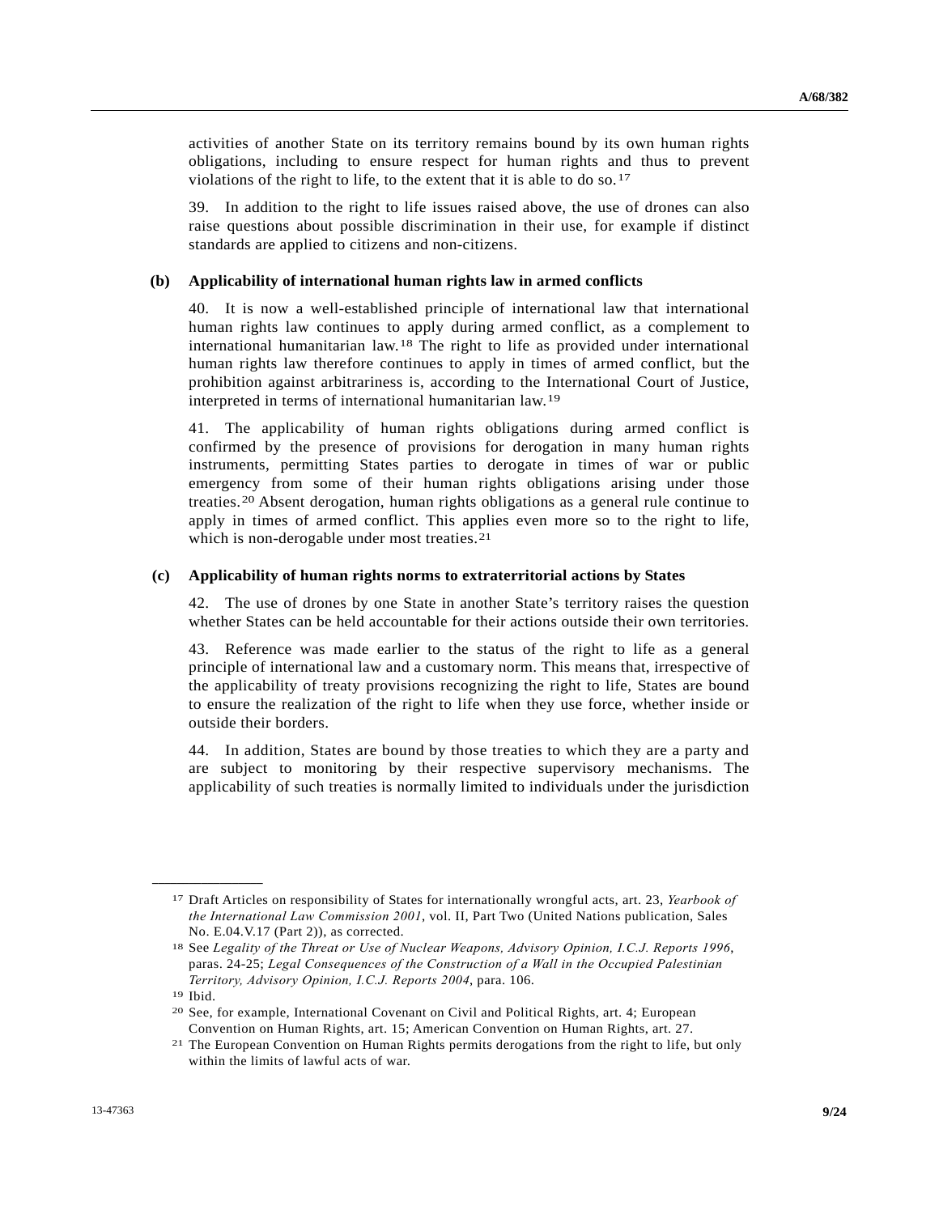activities of another State on its territory remains bound by its own human rights obligations, including to ensure respect for human rights and thus to prevent violations of the right to life, to the extent that it is able to do so.[17]

39. In addition to the right to life issues raised above, the use of drones can also raise questions about possible discrimination in their use, for example if distinct standards are applied to citizens and non-citizens.

### (b) Applicability of international human rights law in armed conflicts

40. It is now a well-established principle of international law that international human rights law continues to apply during armed conflict, as a complement to international humanitarian law.[18] The right to life as provided under international human rights law therefore continues to apply in times of armed conflict, but the prohibition against arbitrariness is, according to the International Court of Justice, interpreted in terms of international humanitarian law.[19]

41. The applicability of human rights obligations during armed conflict is confirmed by the presence of provisions for derogation in many human rights instruments, permitting States parties to derogate in times of war or public emergency from some of their human rights obligations arising under those treaties.[20] Absent derogation, human rights obligations as a general rule continue to apply in times of armed conflict. This applies even more so to the right to life, which is non-derogable under most treaties.[21]

### (c) Applicability of human rights norms to extraterritorial actions by States

42. The use of drones by one State in another State's territory raises the question whether States can be held accountable for their actions outside their own territories.

43. Reference was made earlier to the status of the right to life as a general principle of international law and a customary norm. This means that, irrespective of the applicability of treaty provisions recognizing the right to life, States are bound to ensure the realization of the right to life when they use force, whether inside or outside their borders.

44. In addition, States are bound by those treaties to which they are a party and are subject to monitoring by their respective supervisory mechanisms. The applicability of such treaties is normally limited to individuals under the jurisdiction

---

[17] Draft Articles on responsibility of States for internationally wrongful acts, art. 23, *Yearbook of the International Law Commission 2001*, vol. II, Part Two (United Nations publication, Sales No. E.04.V.17 (Part 2)), as corrected.

[18] See *Legality of the Threat or Use of Nuclear Weapons, Advisory Opinion, I.C.J. Reports 1996*, paras. 24-25; *Legal Consequences of the Construction of a Wall in the Occupied Palestinian Territory, Advisory Opinion, I.C.J. Reports 2004*, para. 106.

[19] Ibid.

[20] See, for example, International Covenant on Civil and Political Rights, art. 4; European Convention on Human Rights, art. 15; American Convention on Human Rights, art. 27.

[21] The European Convention on Human Rights permits derogations from the right to life, but only within the limits of lawful acts of war.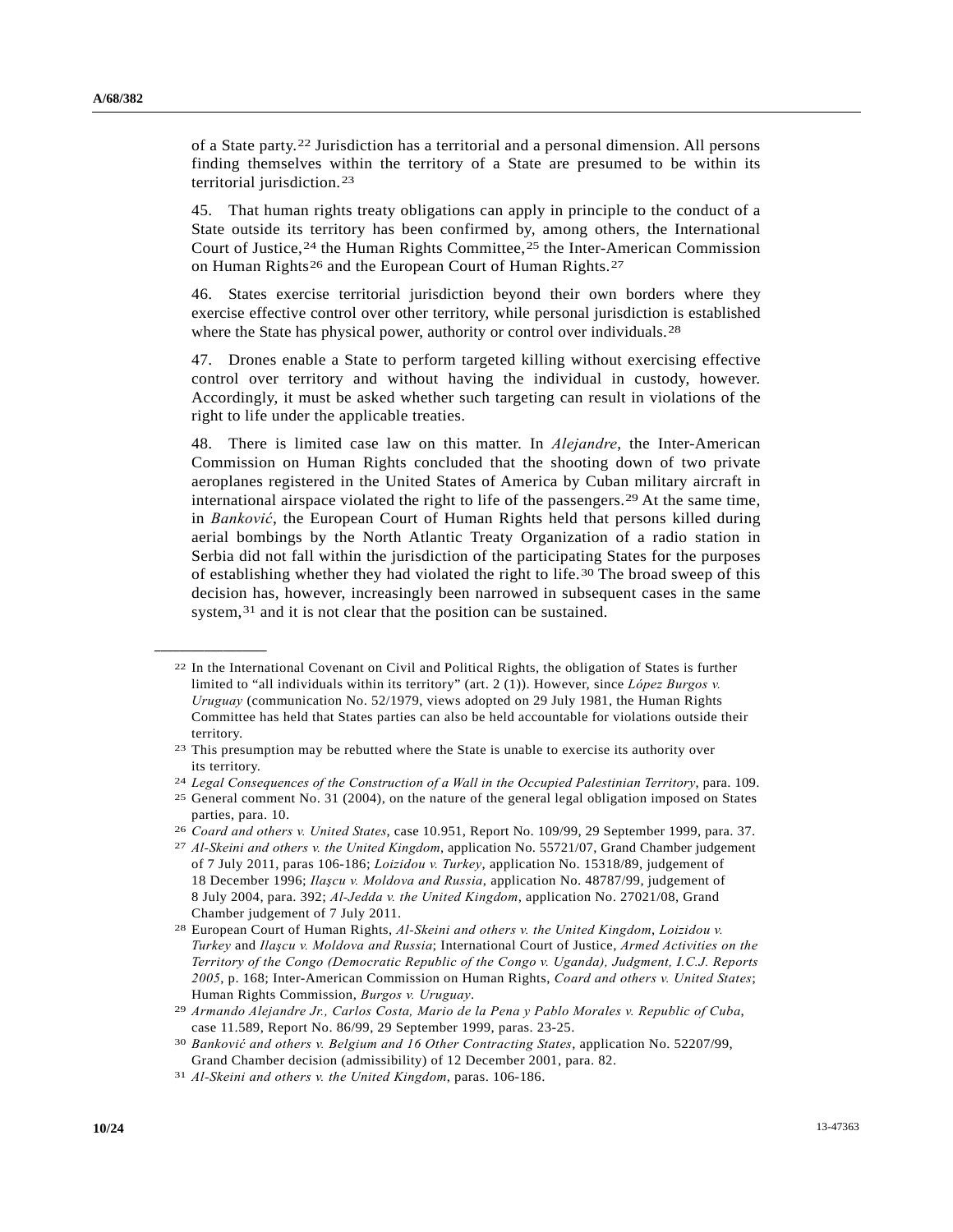of a State party.[22] Jurisdiction has a territorial and a personal dimension. All persons finding themselves within the territory of a State are presumed to be within its territorial jurisdiction.[23]

45. That human rights treaty obligations can apply in principle to the conduct of a State outside its territory has been confirmed by, among others, the International Court of Justice,[24] the Human Rights Committee,[25] the Inter-American Commission on Human Rights[26] and the European Court of Human Rights.[27]

46. States exercise territorial jurisdiction beyond their own borders where they exercise effective control over other territory, while personal jurisdiction is established where the State has physical power, authority or control over individuals.[28]

47. Drones enable a State to perform targeted killing without exercising effective control over territory and without having the individual in custody, however. Accordingly, it must be asked whether such targeting can result in violations of the right to life under the applicable treaties.

48. There is limited case law on this matter. In *Alejandre*, the Inter-American Commission on Human Rights concluded that the shooting down of two private aeroplanes registered in the United States of America by Cuban military aircraft in international airspace violated the right to life of the passengers.[29] At the same time, in *Banković*, the European Court of Human Rights held that persons killed during aerial bombings by the North Atlantic Treaty Organization of a radio station in Serbia did not fall within the jurisdiction of the participating States for the purposes of establishing whether they had violated the right to life.[30] The broad sweep of this decision has, however, increasingly been narrowed in subsequent cases in the same system,[31] and it is not clear that the position can be sustained.

---

[22] In the International Covenant on Civil and Political Rights, the obligation of States is further limited to "all individuals within its territory" (art. 2 (1)). However, since *López Burgos v. Uruguay* (communication No. 52/1979, views adopted on 29 July 1981, the Human Rights Committee has held that States parties can also be held accountable for violations outside their territory.

[23] This presumption may be rebutted where the State is unable to exercise its authority over its territory.

[24] *Legal Consequences of the Construction of a Wall in the Occupied Palestinian Territory*, para. 109.

[25] General comment No. 31 (2004), on the nature of the general legal obligation imposed on States parties, para. 10.

[26] *Coard and others v. United States*, case 10.951, Report No. 109/99, 29 September 1999, para. 37.

[27] *Al-Skeini and others v. the United Kingdom*, application No. 55721/07, Grand Chamber judgement of 7 July 2011, paras 106-186; *Loizidou v. Turkey*, application No. 15318/89, judgement of 18 December 1996; *Ilaşcu v. Moldova and Russia*, application No. 48787/99, judgement of 8 July 2004, para. 392; *Al-Jedda v. the United Kingdom*, application No. 27021/08, Grand Chamber judgement of 7 July 2011.

[28] European Court of Human Rights, *Al-Skeini and others v. the United Kingdom*, *Loizidou v. Turkey* and *Ilaşcu v. Moldova and Russia*; International Court of Justice, *Armed Activities on the Territory of the Congo (Democratic Republic of the Congo v. Uganda), Judgment, I.C.J. Reports 2005*, p. 168; Inter-American Commission on Human Rights, *Coard and others v. United States*; Human Rights Commission, *Burgos v. Uruguay*.

[29] *Armando Alejandre Jr., Carlos Costa, Mario de la Pena y Pablo Morales v. Republic of Cuba*, case 11.589, Report No. 86/99, 29 September 1999, paras. 23-25.

[30] *Banković and others v. Belgium and 16 Other Contracting States*, application No. 52207/99, Grand Chamber decision (admissibility) of 12 December 2001, para. 82.

[31] *Al-Skeini and others v. the United Kingdom*, paras. 106-186.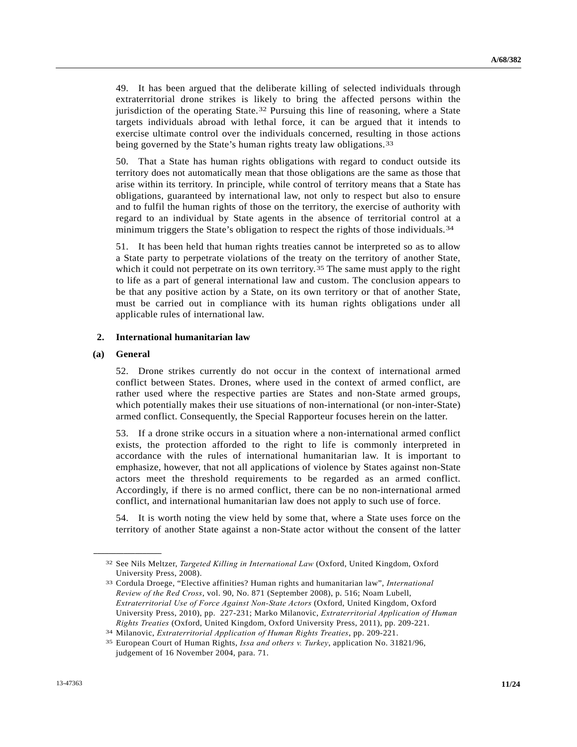49. It has been argued that the deliberate killing of selected individuals through extraterritorial drone strikes is likely to bring the affected persons within the jurisdiction of the operating State.[32] Pursuing this line of reasoning, where a State targets individuals abroad with lethal force, it can be argued that it intends to exercise ultimate control over the individuals concerned, resulting in those actions being governed by the State's human rights treaty law obligations.[33]

50. That a State has human rights obligations with regard to conduct outside its territory does not automatically mean that those obligations are the same as those that arise within its territory. In principle, while control of territory means that a State has obligations, guaranteed by international law, not only to respect but also to ensure and to fulfil the human rights of those on the territory, the exercise of authority with regard to an individual by State agents in the absence of territorial control at a minimum triggers the State's obligation to respect the rights of those individuals.[34]

51. It has been held that human rights treaties cannot be interpreted so as to allow a State party to perpetrate violations of the treaty on the territory of another State, which it could not perpetrate on its own territory.[35] The same must apply to the right to life as a part of general international law and custom. The conclusion appears to be that any positive action by a State, on its own territory or that of another State, must be carried out in compliance with its human rights obligations under all applicable rules of international law.

### 2. International humanitarian law

#### (a) General

52. Drone strikes currently do not occur in the context of international armed conflict between States. Drones, where used in the context of armed conflict, are rather used where the respective parties are States and non-State armed groups, which potentially makes their use situations of non-international (or non-inter-State) armed conflict. Consequently, the Special Rapporteur focuses herein on the latter.

53. If a drone strike occurs in a situation where a non-international armed conflict exists, the protection afforded to the right to life is commonly interpreted in accordance with the rules of international humanitarian law. It is important to emphasize, however, that not all applications of violence by States against non-State actors meet the threshold requirements to be regarded as an armed conflict. Accordingly, if there is no armed conflict, there can be no non-international armed conflict, and international humanitarian law does not apply to such use of force.

54. It is worth noting the view held by some that, where a State uses force on the territory of another State against a non-State actor without the consent of the latter

---

[32] See Nils Meltzer, *Targeted Killing in International Law* (Oxford, United Kingdom, Oxford University Press, 2008).

[33] Cordula Droege, "Elective affinities? Human rights and humanitarian law", *International Review of the Red Cross*, vol. 90, No. 871 (September 2008), p. 516; Noam Lubell, *Extraterritorial Use of Force Against Non-State Actors* (Oxford, United Kingdom, Oxford University Press, 2010), pp. 227-231; Marko Milanovic, *Extraterritorial Application of Human Rights Treaties* (Oxford, United Kingdom, Oxford University Press, 2011), pp. 209-221.

[34] Milanovic, *Extraterritorial Application of Human Rights Treaties*, pp. 209-221.

[35] European Court of Human Rights, *Issa and others v. Turkey*, application No. 31821/96, judgement of 16 November 2004, para. 71.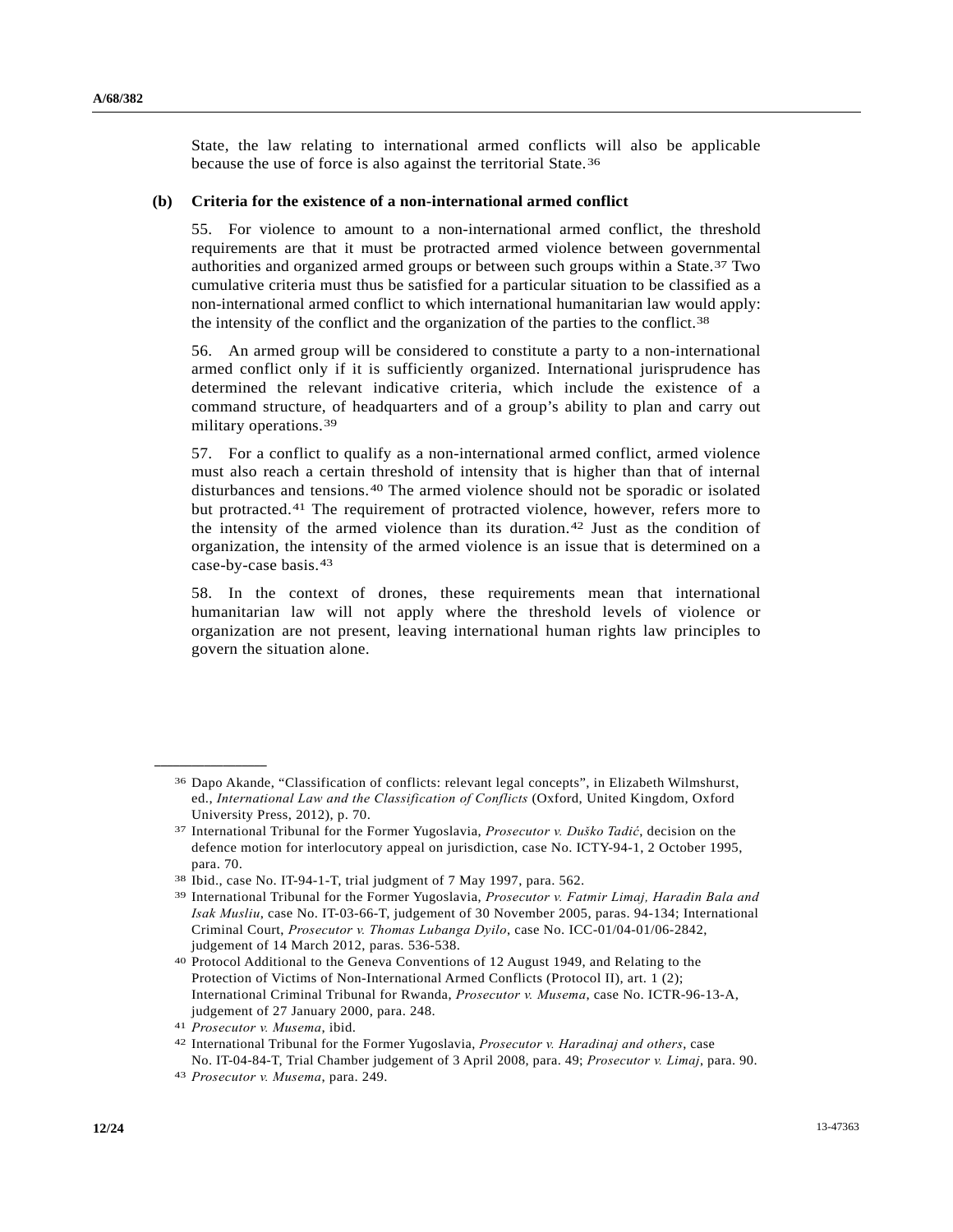State, the law relating to international armed conflicts will also be applicable because the use of force is also against the territorial State.[36]

### (b) Criteria for the existence of a non-international armed conflict

55. For violence to amount to a non-international armed conflict, the threshold requirements are that it must be protracted armed violence between governmental authorities and organized armed groups or between such groups within a State.[37] Two cumulative criteria must thus be satisfied for a particular situation to be classified as a non-international armed conflict to which international humanitarian law would apply: the intensity of the conflict and the organization of the parties to the conflict.[38]

56. An armed group will be considered to constitute a party to a non-international armed conflict only if it is sufficiently organized. International jurisprudence has determined the relevant indicative criteria, which include the existence of a command structure, of headquarters and of a group's ability to plan and carry out military operations.[39]

57. For a conflict to qualify as a non-international armed conflict, armed violence must also reach a certain threshold of intensity that is higher than that of internal disturbances and tensions.[40] The armed violence should not be sporadic or isolated but protracted.[41] The requirement of protracted violence, however, refers more to the intensity of the armed violence than its duration.[42] Just as the condition of organization, the intensity of the armed violence is an issue that is determined on a case-by-case basis.[43]

58. In the context of drones, these requirements mean that international humanitarian law will not apply where the threshold levels of violence or organization are not present, leaving international human rights law principles to govern the situation alone.

---

[36] Dapo Akande, "Classification of conflicts: relevant legal concepts", in Elizabeth Wilmshurst, ed., *International Law and the Classification of Conflicts* (Oxford, United Kingdom, Oxford University Press, 2012), p. 70.

[37] International Tribunal for the Former Yugoslavia, *Prosecutor v. Duško Tadić*, decision on the defence motion for interlocutory appeal on jurisdiction, case No. ICTY-94-1, 2 October 1995, para. 70.

[38] Ibid., case No. IT-94-1-T, trial judgment of 7 May 1997, para. 562.

[39] International Tribunal for the Former Yugoslavia, *Prosecutor v. Fatmir Limaj, Haradin Bala and Isak Musliu*, case No. IT-03-66-T, judgement of 30 November 2005, paras. 94-134; International Criminal Court, *Prosecutor v. Thomas Lubanga Dyilo*, case No. ICC-01/04-01/06-2842, judgement of 14 March 2012, paras. 536-538.

[40] Protocol Additional to the Geneva Conventions of 12 August 1949, and Relating to the Protection of Victims of Non-International Armed Conflicts (Protocol II), art. 1 (2); International Criminal Tribunal for Rwanda, *Prosecutor v. Musema*, case No. ICTR-96-13-A, judgement of 27 January 2000, para. 248.

[41] *Prosecutor v. Musema*, ibid.

[42] International Tribunal for the Former Yugoslavia, *Prosecutor v. Haradinaj and others*, case No. IT-04-84-T, Trial Chamber judgement of 3 April 2008, para. 49; *Prosecutor v. Limaj*, para. 90.

[43] *Prosecutor v. Musema*, para. 249.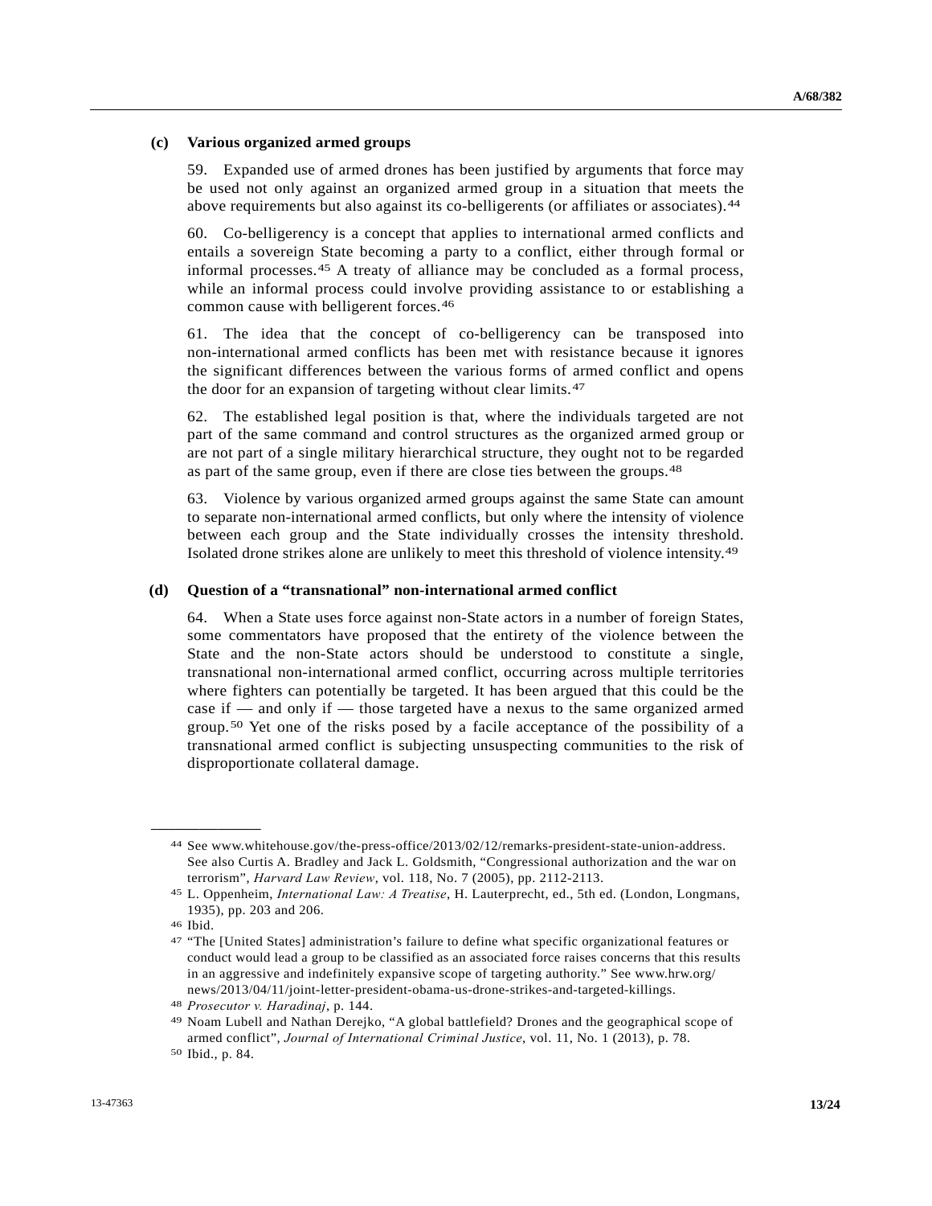### (c) Various organized armed groups

59. Expanded use of armed drones has been justified by arguments that force may be used not only against an organized armed group in a situation that meets the above requirements but also against its co-belligerents (or affiliates or associates).[44]

60. Co-belligerency is a concept that applies to international armed conflicts and entails a sovereign State becoming a party to a conflict, either through formal or informal processes.[45] A treaty of alliance may be concluded as a formal process, while an informal process could involve providing assistance to or establishing a common cause with belligerent forces.[46]

61. The idea that the concept of co-belligerency can be transposed into non-international armed conflicts has been met with resistance because it ignores the significant differences between the various forms of armed conflict and opens the door for an expansion of targeting without clear limits.[47]

62. The established legal position is that, where the individuals targeted are not part of the same command and control structures as the organized armed group or are not part of a single military hierarchical structure, they ought not to be regarded as part of the same group, even if there are close ties between the groups.[48]

63. Violence by various organized armed groups against the same State can amount to separate non-international armed conflicts, but only where the intensity of violence between each group and the State individually crosses the intensity threshold. Isolated drone strikes alone are unlikely to meet this threshold of violence intensity.[49]

### (d) Question of a "transnational" non-international armed conflict

64. When a State uses force against non-State actors in a number of foreign States, some commentators have proposed that the entirety of the violence between the State and the non-State actors should be understood to constitute a single, transnational non-international armed conflict, occurring across multiple territories where fighters can potentially be targeted. It has been argued that this could be the case if — and only if — those targeted have a nexus to the same organized armed group.[50] Yet one of the risks posed by a facile acceptance of the possibility of a transnational armed conflict is subjecting unsuspecting communities to the risk of disproportionate collateral damage.

---

[44] See www.whitehouse.gov/the-press-office/2013/02/12/remarks-president-state-union-address. See also Curtis A. Bradley and Jack L. Goldsmith, "Congressional authorization and the war on terrorism", *Harvard Law Review*, vol. 118, No. 7 (2005), pp. 2112-2113.

[45] L. Oppenheim, *International Law: A Treatise*, H. Lauterprecht, ed., 5th ed. (London, Longmans, 1935), pp. 203 and 206.

[46] Ibid.

[47] "The [United States] administration's failure to define what specific organizational features or conduct would lead a group to be classified as an associated force raises concerns that this results in an aggressive and indefinitely expansive scope of targeting authority." See www.hrw.org/news/2013/04/11/joint-letter-president-obama-us-drone-strikes-and-targeted-killings.

[48] *Prosecutor v. Haradinaj*, p. 144.

[49] Noam Lubell and Nathan Derejko, "A global battlefield? Drones and the geographical scope of armed conflict", *Journal of International Criminal Justice*, vol. 11, No. 1 (2013), p. 78.

[50] Ibid., p. 84.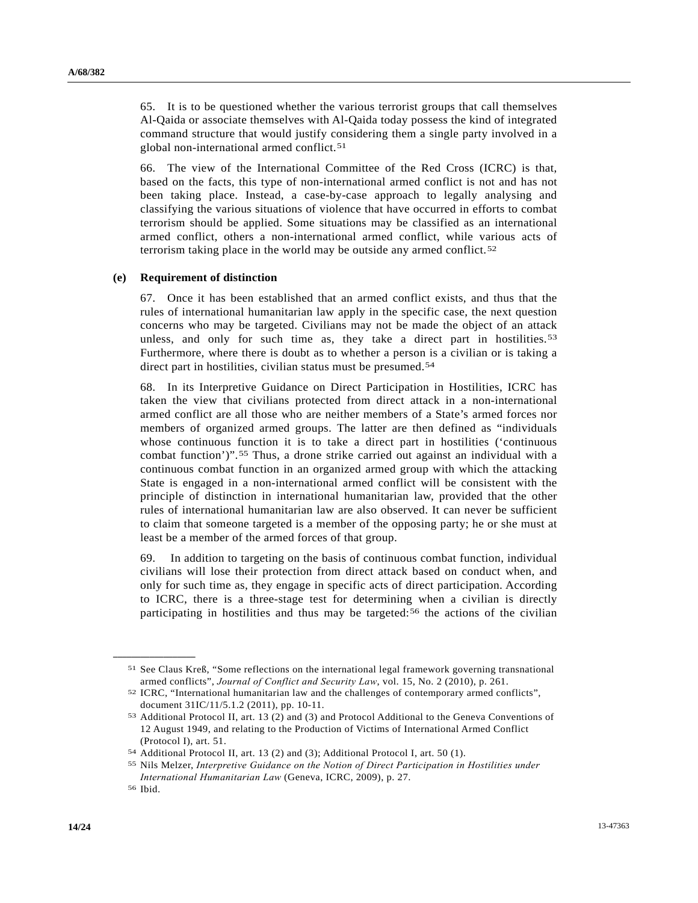65. It is to be questioned whether the various terrorist groups that call themselves Al-Qaida or associate themselves with Al-Qaida today possess the kind of integrated command structure that would justify considering them a single party involved in a global non-international armed conflict.[51]

66. The view of the International Committee of the Red Cross (ICRC) is that, based on the facts, this type of non-international armed conflict is not and has not been taking place. Instead, a case-by-case approach to legally analysing and classifying the various situations of violence that have occurred in efforts to combat terrorism should be applied. Some situations may be classified as an international armed conflict, others a non-international armed conflict, while various acts of terrorism taking place in the world may be outside any armed conflict.[52]

### (e) Requirement of distinction

67. Once it has been established that an armed conflict exists, and thus that the rules of international humanitarian law apply in the specific case, the next question concerns who may be targeted. Civilians may not be made the object of an attack unless, and only for such time as, they take a direct part in hostilities.[53] Furthermore, where there is doubt as to whether a person is a civilian or is taking a direct part in hostilities, civilian status must be presumed.[54]

68. In its Interpretive Guidance on Direct Participation in Hostilities, ICRC has taken the view that civilians protected from direct attack in a non-international armed conflict are all those who are neither members of a State's armed forces nor members of organized armed groups. The latter are then defined as "individuals whose continuous function it is to take a direct part in hostilities ('continuous combat function')".[55] Thus, a drone strike carried out against an individual with a continuous combat function in an organized armed group with which the attacking State is engaged in a non-international armed conflict will be consistent with the principle of distinction in international humanitarian law, provided that the other rules of international humanitarian law are also observed. It can never be sufficient to claim that someone targeted is a member of the opposing party; he or she must at least be a member of the armed forces of that group.

69. In addition to targeting on the basis of continuous combat function, individual civilians will lose their protection from direct attack based on conduct when, and only for such time as, they engage in specific acts of direct participation. According to ICRC, there is a three-stage test for determining when a civilian is directly participating in hostilities and thus may be targeted:[56] the actions of the civilian

---

[51] See Claus Kreß, "Some reflections on the international legal framework governing transnational armed conflicts", *Journal of Conflict and Security Law*, vol. 15, No. 2 (2010), p. 261.

[52] ICRC, "International humanitarian law and the challenges of contemporary armed conflicts", document 31IC/11/5.1.2 (2011), pp. 10-11.

[53] Additional Protocol II, art. 13 (2) and (3) and Protocol Additional to the Geneva Conventions of 12 August 1949, and relating to the Production of Victims of International Armed Conflict (Protocol I), art. 51.

[54] Additional Protocol II, art. 13 (2) and (3); Additional Protocol I, art. 50 (1).

[55] Nils Melzer, *Interpretive Guidance on the Notion of Direct Participation in Hostilities under International Humanitarian Law* (Geneva, ICRC, 2009), p. 27.

[56] Ibid.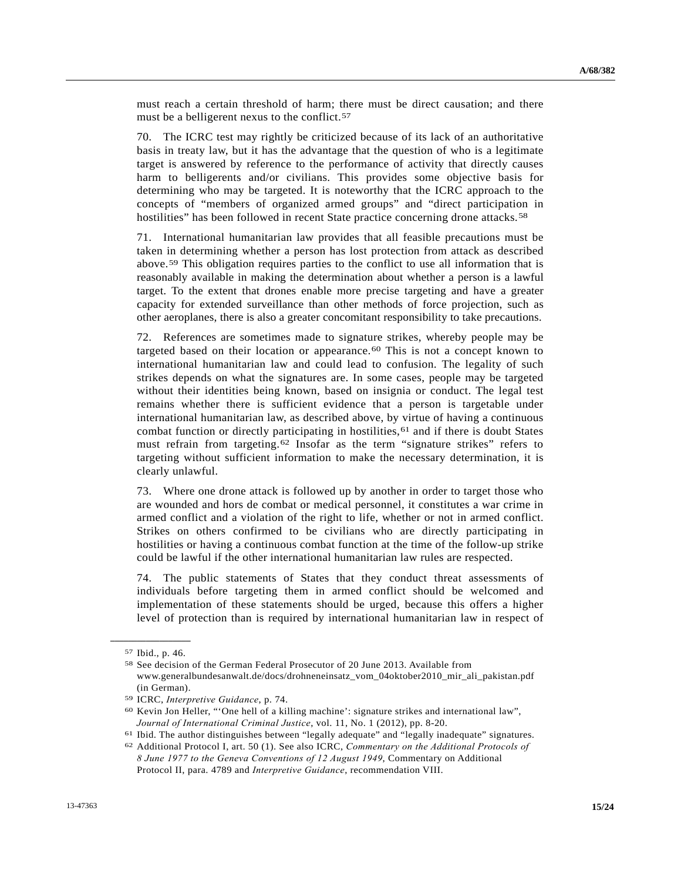must reach a certain threshold of harm; there must be direct causation; and there must be a belligerent nexus to the conflict.[57]

70. The ICRC test may rightly be criticized because of its lack of an authoritative basis in treaty law, but it has the advantage that the question of who is a legitimate target is answered by reference to the performance of activity that directly causes harm to belligerents and/or civilians. This provides some objective basis for determining who may be targeted. It is noteworthy that the ICRC approach to the concepts of "members of organized armed groups" and "direct participation in hostilities" has been followed in recent State practice concerning drone attacks.[58]

71. International humanitarian law provides that all feasible precautions must be taken in determining whether a person has lost protection from attack as described above.[59] This obligation requires parties to the conflict to use all information that is reasonably available in making the determination about whether a person is a lawful target. To the extent that drones enable more precise targeting and have a greater capacity for extended surveillance than other methods of force projection, such as other aeroplanes, there is also a greater concomitant responsibility to take precautions.

72. References are sometimes made to signature strikes, whereby people may be targeted based on their location or appearance.[60] This is not a concept known to international humanitarian law and could lead to confusion. The legality of such strikes depends on what the signatures are. In some cases, people may be targeted without their identities being known, based on insignia or conduct. The legal test remains whether there is sufficient evidence that a person is targetable under international humanitarian law, as described above, by virtue of having a continuous combat function or directly participating in hostilities,[61] and if there is doubt States must refrain from targeting.[62] Insofar as the term "signature strikes" refers to targeting without sufficient information to make the necessary determination, it is clearly unlawful.

73. Where one drone attack is followed up by another in order to target those who are wounded and hors de combat or medical personnel, it constitutes a war crime in armed conflict and a violation of the right to life, whether or not in armed conflict. Strikes on others confirmed to be civilians who are directly participating in hostilities or having a continuous combat function at the time of the follow-up strike could be lawful if the other international humanitarian law rules are respected.

74. The public statements of States that they conduct threat assessments of individuals before targeting them in armed conflict should be welcomed and implementation of these statements should be urged, because this offers a higher level of protection than is required by international humanitarian law in respect of

---

[57] Ibid., p. 46.

[58] See decision of the German Federal Prosecutor of 20 June 2013. Available from www.generalbundesanwalt.de/docs/drohneneinsatz_vom_04oktober2010_mir_ali_pakistan.pdf (in German).

[59] ICRC, *Interpretive Guidance*, p. 74.

[60] Kevin Jon Heller, "'One hell of a killing machine': signature strikes and international law", *Journal of International Criminal Justice*, vol. 11, No. 1 (2012), pp. 8-20.

[61] Ibid. The author distinguishes between "legally adequate" and "legally inadequate" signatures.

[62] Additional Protocol I, art. 50 (1). See also ICRC, *Commentary on the Additional Protocols of 8 June 1977 to the Geneva Conventions of 12 August 1949*, Commentary on Additional Protocol II, para. 4789 and *Interpretive Guidance*, recommendation VIII.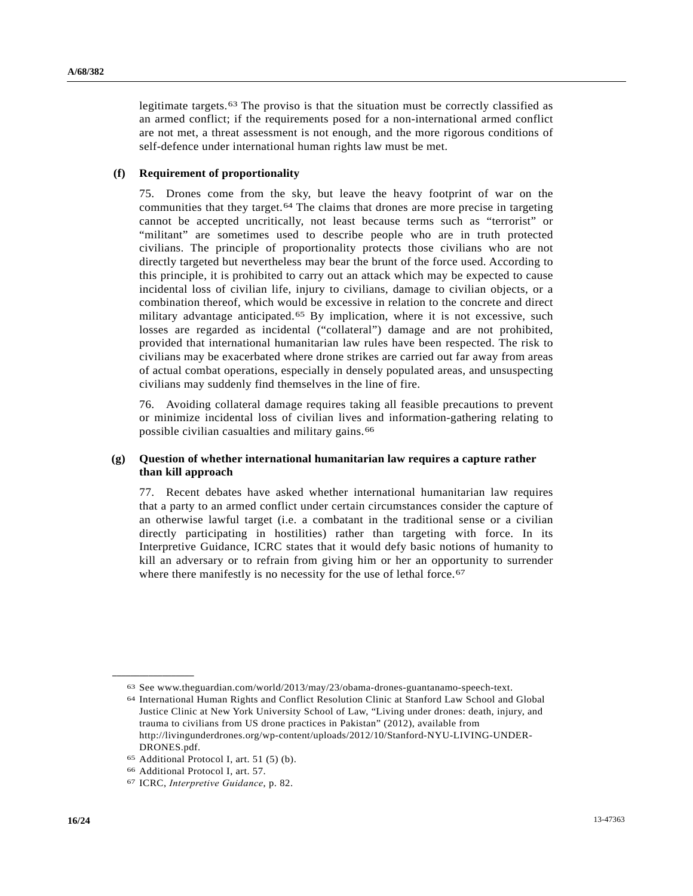legitimate targets.[63] The proviso is that the situation must be correctly classified as an armed conflict; if the requirements posed for a non-international armed conflict are not met, a threat assessment is not enough, and the more rigorous conditions of self-defence under international human rights law must be met.

### (f) Requirement of proportionality

75. Drones come from the sky, but leave the heavy footprint of war on the communities that they target.[64] The claims that drones are more precise in targeting cannot be accepted uncritically, not least because terms such as "terrorist" or "militant" are sometimes used to describe people who are in truth protected civilians. The principle of proportionality protects those civilians who are not directly targeted but nevertheless may bear the brunt of the force used. According to this principle, it is prohibited to carry out an attack which may be expected to cause incidental loss of civilian life, injury to civilians, damage to civilian objects, or a combination thereof, which would be excessive in relation to the concrete and direct military advantage anticipated.[65] By implication, where it is not excessive, such losses are regarded as incidental ("collateral") damage and are not prohibited, provided that international humanitarian law rules have been respected. The risk to civilians may be exacerbated where drone strikes are carried out far away from areas of actual combat operations, especially in densely populated areas, and unsuspecting civilians may suddenly find themselves in the line of fire.

76. Avoiding collateral damage requires taking all feasible precautions to prevent or minimize incidental loss of civilian lives and information-gathering relating to possible civilian casualties and military gains.[66]

### (g) Question of whether international humanitarian law requires a capture rather than kill approach

77. Recent debates have asked whether international humanitarian law requires that a party to an armed conflict under certain circumstances consider the capture of an otherwise lawful target (i.e. a combatant in the traditional sense or a civilian directly participating in hostilities) rather than targeting with force. In its Interpretive Guidance, ICRC states that it would defy basic notions of humanity to kill an adversary or to refrain from giving him or her an opportunity to surrender where there manifestly is no necessity for the use of lethal force.[67]

---

[63] See www.theguardian.com/world/2013/may/23/obama-drones-guantanamo-speech-text.

[64] International Human Rights and Conflict Resolution Clinic at Stanford Law School and Global Justice Clinic at New York University School of Law, "Living under drones: death, injury, and trauma to civilians from US drone practices in Pakistan" (2012), available from http://livingunderdrones.org/wp-content/uploads/2012/10/Stanford-NYU-LIVING-UNDER-DRONES.pdf.

[65] Additional Protocol I, art. 51 (5) (b).

[66] Additional Protocol I, art. 57.

[67] ICRC, *Interpretive Guidance*, p. 82.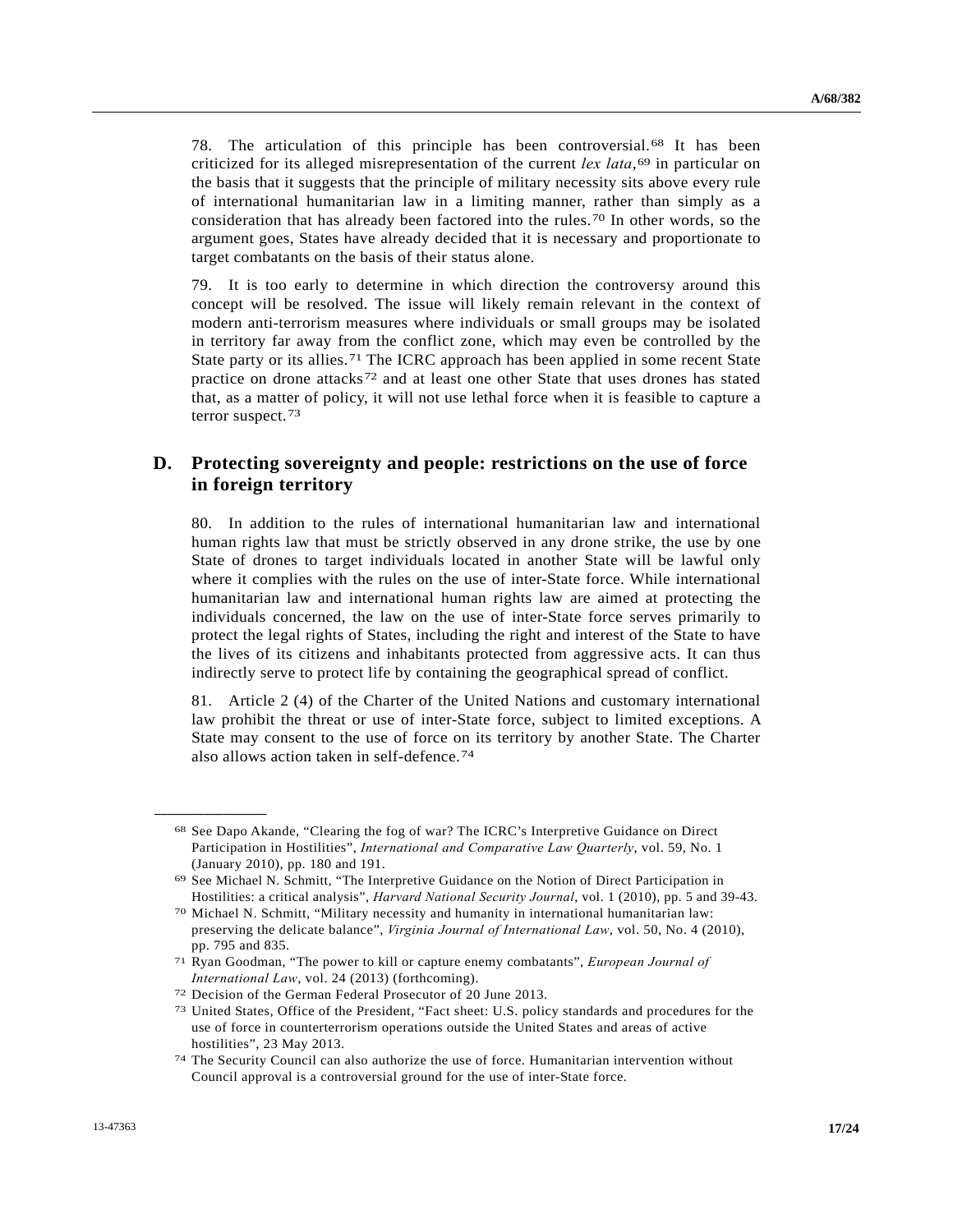78. The articulation of this principle has been controversial.[68] It has been criticized for its alleged misrepresentation of the current *lex lata*,[69] in particular on the basis that it suggests that the principle of military necessity sits above every rule of international humanitarian law in a limiting manner, rather than simply as a consideration that has already been factored into the rules.[70] In other words, so the argument goes, States have already decided that it is necessary and proportionate to target combatants on the basis of their status alone.

79. It is too early to determine in which direction the controversy around this concept will be resolved. The issue will likely remain relevant in the context of modern anti-terrorism measures where individuals or small groups may be isolated in territory far away from the conflict zone, which may even be controlled by the State party or its allies.[71] The ICRC approach has been applied in some recent State practice on drone attacks[72] and at least one other State that uses drones has stated that, as a matter of policy, it will not use lethal force when it is feasible to capture a terror suspect.[73]

## D. Protecting sovereignty and people: restrictions on the use of force in foreign territory

80. In addition to the rules of international humanitarian law and international human rights law that must be strictly observed in any drone strike, the use by one State of drones to target individuals located in another State will be lawful only where it complies with the rules on the use of inter-State force. While international humanitarian law and international human rights law are aimed at protecting the individuals concerned, the law on the use of inter-State force serves primarily to protect the legal rights of States, including the right and interest of the State to have the lives of its citizens and inhabitants protected from aggressive acts. It can thus indirectly serve to protect life by containing the geographical spread of conflict.

81. Article 2 (4) of the Charter of the United Nations and customary international law prohibit the threat or use of inter-State force, subject to limited exceptions. A State may consent to the use of force on its territory by another State. The Charter also allows action taken in self-defence.[74]

---

[68] See Dapo Akande, "Clearing the fog of war? The ICRC's Interpretive Guidance on Direct Participation in Hostilities", *International and Comparative Law Quarterly*, vol. 59, No. 1 (January 2010), pp. 180 and 191.

[69] See Michael N. Schmitt, "The Interpretive Guidance on the Notion of Direct Participation in Hostilities: a critical analysis", *Harvard National Security Journal*, vol. 1 (2010), pp. 5 and 39-43.

[70] Michael N. Schmitt, "Military necessity and humanity in international humanitarian law: preserving the delicate balance", *Virginia Journal of International Law*, vol. 50, No. 4 (2010), pp. 795 and 835.

[71] Ryan Goodman, "The power to kill or capture enemy combatants", *European Journal of International Law*, vol. 24 (2013) (forthcoming).

[72] Decision of the German Federal Prosecutor of 20 June 2013.

[73] United States, Office of the President, "Fact sheet: U.S. policy standards and procedures for the use of force in counterterrorism operations outside the United States and areas of active hostilities", 23 May 2013.

[74] The Security Council can also authorize the use of force. Humanitarian intervention without Council approval is a controversial ground for the use of inter-State force.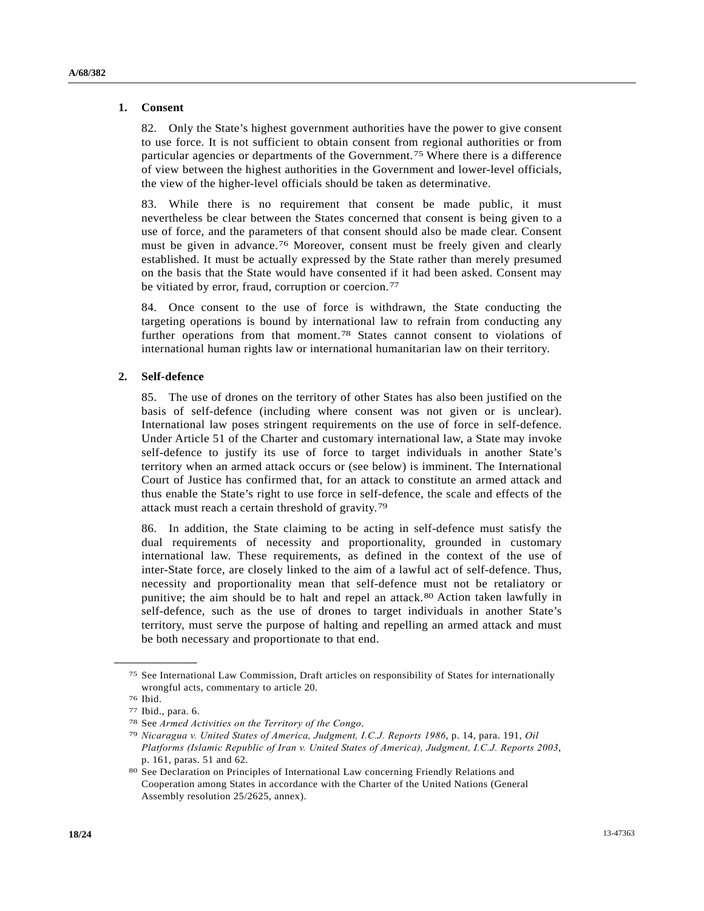### 1. Consent

82. Only the State's highest government authorities have the power to give consent to use force. It is not sufficient to obtain consent from regional authorities or from particular agencies or departments of the Government.[75] Where there is a difference of view between the highest authorities in the Government and lower-level officials, the view of the higher-level officials should be taken as determinative.

83. While there is no requirement that consent be made public, it must nevertheless be clear between the States concerned that consent is being given to a use of force, and the parameters of that consent should also be made clear. Consent must be given in advance.[76] Moreover, consent must be freely given and clearly established. It must be actually expressed by the State rather than merely presumed on the basis that the State would have consented if it had been asked. Consent may be vitiated by error, fraud, corruption or coercion.[77]

84. Once consent to the use of force is withdrawn, the State conducting the targeting operations is bound by international law to refrain from conducting any further operations from that moment.[78] States cannot consent to violations of international human rights law or international humanitarian law on their territory.

### 2. Self-defence

85. The use of drones on the territory of other States has also been justified on the basis of self-defence (including where consent was not given or is unclear). International law poses stringent requirements on the use of force in self-defence. Under Article 51 of the Charter and customary international law, a State may invoke self-defence to justify its use of force to target individuals in another State's territory when an armed attack occurs or (see below) is imminent. The International Court of Justice has confirmed that, for an attack to constitute an armed attack and thus enable the State's right to use force in self-defence, the scale and effects of the attack must reach a certain threshold of gravity.[79]

86. In addition, the State claiming to be acting in self-defence must satisfy the dual requirements of necessity and proportionality, grounded in customary international law. These requirements, as defined in the context of the use of inter-State force, are closely linked to the aim of a lawful act of self-defence. Thus, necessity and proportionality mean that self-defence must not be retaliatory or punitive; the aim should be to halt and repel an attack.[80] Action taken lawfully in self-defence, such as the use of drones to target individuals in another State's territory, must serve the purpose of halting and repelling an armed attack and must be both necessary and proportionate to that end.

---

[75] See International Law Commission, Draft articles on responsibility of States for internationally wrongful acts, commentary to article 20.

[76] Ibid.

[77] Ibid., para. 6.

[78] See *Armed Activities on the Territory of the Congo*.

[79] *Nicaragua v. United States of America, Judgment, I.C.J. Reports 1986*, p. 14, para. 191, *Oil Platforms (Islamic Republic of Iran v. United States of America), Judgment, I.C.J. Reports 2003*, p. 161, paras. 51 and 62.

[80] See Declaration on Principles of International Law concerning Friendly Relations and Cooperation among States in accordance with the Charter of the United Nations (General Assembly resolution 25/2625, annex).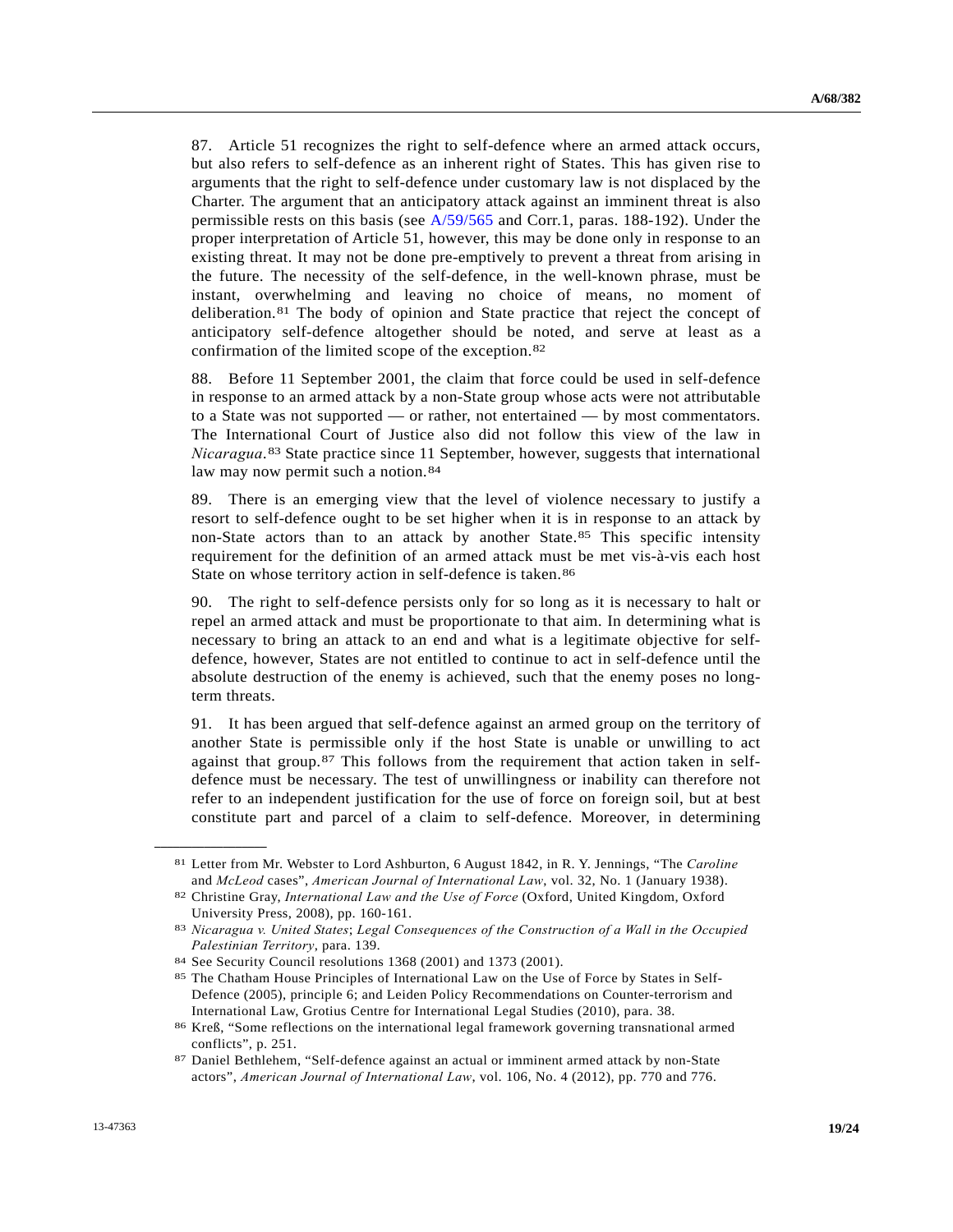87. Article 51 recognizes the right to self-defence where an armed attack occurs, but also refers to self-defence as an inherent right of States. This has given rise to arguments that the right to self-defence under customary law is not displaced by the Charter. The argument that an anticipatory attack against an imminent threat is also permissible rests on this basis (see A/59/565 and Corr.1, paras. 188-192). Under the proper interpretation of Article 51, however, this may be done only in response to an existing threat. It may not be done pre-emptively to prevent a threat from arising in the future. The necessity of the self-defence, in the well-known phrase, must be instant, overwhelming and leaving no choice of means, no moment of deliberation.[81] The body of opinion and State practice that reject the concept of anticipatory self-defence altogether should be noted, and serve at least as a confirmation of the limited scope of the exception.[82]

88. Before 11 September 2001, the claim that force could be used in self-defence in response to an armed attack by a non-State group whose acts were not attributable to a State was not supported — or rather, not entertained — by most commentators. The International Court of Justice also did not follow this view of the law in *Nicaragua*.[83] State practice since 11 September, however, suggests that international law may now permit such a notion.[84]

89. There is an emerging view that the level of violence necessary to justify a resort to self-defence ought to be set higher when it is in response to an attack by non-State actors than to an attack by another State.[85] This specific intensity requirement for the definition of an armed attack must be met vis-à-vis each host State on whose territory action in self-defence is taken.[86]

90. The right to self-defence persists only for so long as it is necessary to halt or repel an armed attack and must be proportionate to that aim. In determining what is necessary to bring an attack to an end and what is a legitimate objective for self-defence, however, States are not entitled to continue to act in self-defence until the absolute destruction of the enemy is achieved, such that the enemy poses no long-term threats.

91. It has been argued that self-defence against an armed group on the territory of another State is permissible only if the host State is unable or unwilling to act against that group.[87] This follows from the requirement that action taken in self-defence must be necessary. The test of unwillingness or inability can therefore not refer to an independent justification for the use of force on foreign soil, but at best constitute part and parcel of a claim to self-defence. Moreover, in determining

---

[81] Letter from Mr. Webster to Lord Ashburton, 6 August 1842, in R. Y. Jennings, "The *Caroline* and *McLeod* cases", *American Journal of International Law*, vol. 32, No. 1 (January 1938).

[82] Christine Gray, *International Law and the Use of Force* (Oxford, United Kingdom, Oxford University Press, 2008), pp. 160-161.

[83] *Nicaragua v. United States*; *Legal Consequences of the Construction of a Wall in the Occupied Palestinian Territory*, para. 139.

[84] See Security Council resolutions 1368 (2001) and 1373 (2001).

[85] The Chatham House Principles of International Law on the Use of Force by States in Self-Defence (2005), principle 6; and Leiden Policy Recommendations on Counter-terrorism and International Law, Grotius Centre for International Legal Studies (2010), para. 38.

[86] Kreß, "Some reflections on the international legal framework governing transnational armed conflicts", p. 251.

[87] Daniel Bethlehem, "Self-defence against an actual or imminent armed attack by non-State actors", *American Journal of International Law*, vol. 106, No. 4 (2012), pp. 770 and 776.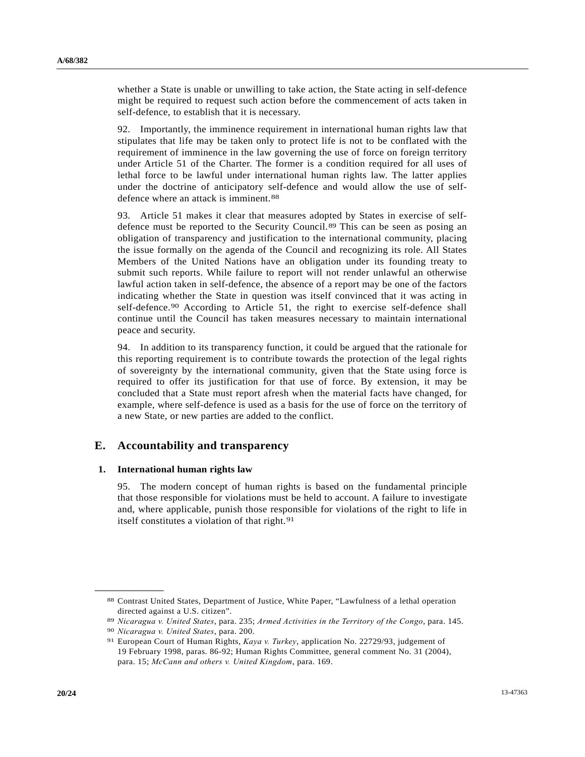whether a State is unable or unwilling to take action, the State acting in self-defence might be required to request such action before the commencement of acts taken in self-defence, to establish that it is necessary.

92. Importantly, the imminence requirement in international human rights law that stipulates that life may be taken only to protect life is not to be conflated with the requirement of imminence in the law governing the use of force on foreign territory under Article 51 of the Charter. The former is a condition required for all uses of lethal force to be lawful under international human rights law. The latter applies under the doctrine of anticipatory self-defence and would allow the use of self-defence where an attack is imminent.[88]

93. Article 51 makes it clear that measures adopted by States in exercise of self-defence must be reported to the Security Council.[89] This can be seen as posing an obligation of transparency and justification to the international community, placing the issue formally on the agenda of the Council and recognizing its role. All States Members of the United Nations have an obligation under its founding treaty to submit such reports. While failure to report will not render unlawful an otherwise lawful action taken in self-defence, the absence of a report may be one of the factors indicating whether the State in question was itself convinced that it was acting in self-defence.[90] According to Article 51, the right to exercise self-defence shall continue until the Council has taken measures necessary to maintain international peace and security.

94. In addition to its transparency function, it could be argued that the rationale for this reporting requirement is to contribute towards the protection of the legal rights of sovereignty by the international community, given that the State using force is required to offer its justification for that use of force. By extension, it may be concluded that a State must report afresh when the material facts have changed, for example, where self-defence is used as a basis for the use of force on the territory of a new State, or new parties are added to the conflict.

## E. Accountability and transparency

### 1. International human rights law

95. The modern concept of human rights is based on the fundamental principle that those responsible for violations must be held to account. A failure to investigate and, where applicable, punish those responsible for violations of the right to life in itself constitutes a violation of that right.[91]

---

[88] Contrast United States, Department of Justice, White Paper, "Lawfulness of a lethal operation directed against a U.S. citizen".

[89] *Nicaragua v. United States*, para. 235; *Armed Activities in the Territory of the Congo*, para. 145.

[90] *Nicaragua v. United States*, para. 200.

[91] European Court of Human Rights, *Kaya v. Turkey*, application No. 22729/93, judgement of 19 February 1998, paras. 86-92; Human Rights Committee, general comment No. 31 (2004), para. 15; *McCann and others v. United Kingdom*, para. 169.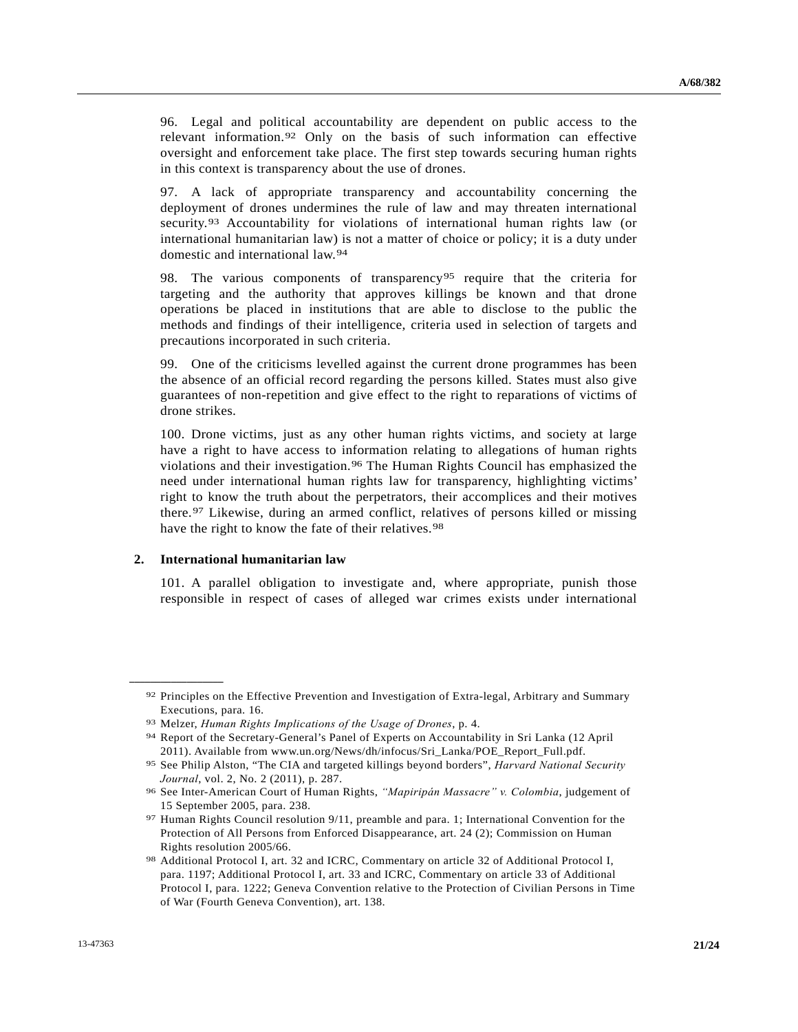96. Legal and political accountability are dependent on public access to the relevant information.[92] Only on the basis of such information can effective oversight and enforcement take place. The first step towards securing human rights in this context is transparency about the use of drones.

97. A lack of appropriate transparency and accountability concerning the deployment of drones undermines the rule of law and may threaten international security.[93] Accountability for violations of international human rights law (or international humanitarian law) is not a matter of choice or policy; it is a duty under domestic and international law.[94]

98. The various components of transparency[95] require that the criteria for targeting and the authority that approves killings be known and that drone operations be placed in institutions that are able to disclose to the public the methods and findings of their intelligence, criteria used in selection of targets and precautions incorporated in such criteria.

99. One of the criticisms levelled against the current drone programmes has been the absence of an official record regarding the persons killed. States must also give guarantees of non-repetition and give effect to the right to reparations of victims of drone strikes.

100. Drone victims, just as any other human rights victims, and society at large have a right to have access to information relating to allegations of human rights violations and their investigation.[96] The Human Rights Council has emphasized the need under international human rights law for transparency, highlighting victims' right to know the truth about the perpetrators, their accomplices and their motives there.[97] Likewise, during an armed conflict, relatives of persons killed or missing have the right to know the fate of their relatives.[98]

## 2. International humanitarian law

101. A parallel obligation to investigate and, where appropriate, punish those responsible in respect of cases of alleged war crimes exists under international

---

[92] Principles on the Effective Prevention and Investigation of Extra-legal, Arbitrary and Summary Executions, para. 16.

[93] Melzer, *Human Rights Implications of the Usage of Drones*, p. 4.

[94] Report of the Secretary-General's Panel of Experts on Accountability in Sri Lanka (12 April 2011). Available from www.un.org/News/dh/infocus/Sri_Lanka/POE_Report_Full.pdf.

[95] See Philip Alston, "The CIA and targeted killings beyond borders", *Harvard National Security Journal*, vol. 2, No. 2 (2011), p. 287.

[96] See Inter-American Court of Human Rights, *"Mapiripán Massacre" v. Colombia*, judgement of 15 September 2005, para. 238.

[97] Human Rights Council resolution 9/11, preamble and para. 1; International Convention for the Protection of All Persons from Enforced Disappearance, art. 24 (2); Commission on Human Rights resolution 2005/66.

[98] Additional Protocol I, art. 32 and ICRC, Commentary on article 32 of Additional Protocol I, para. 1197; Additional Protocol I, art. 33 and ICRC, Commentary on article 33 of Additional Protocol I, para. 1222; Geneva Convention relative to the Protection of Civilian Persons in Time of War (Fourth Geneva Convention), art. 138.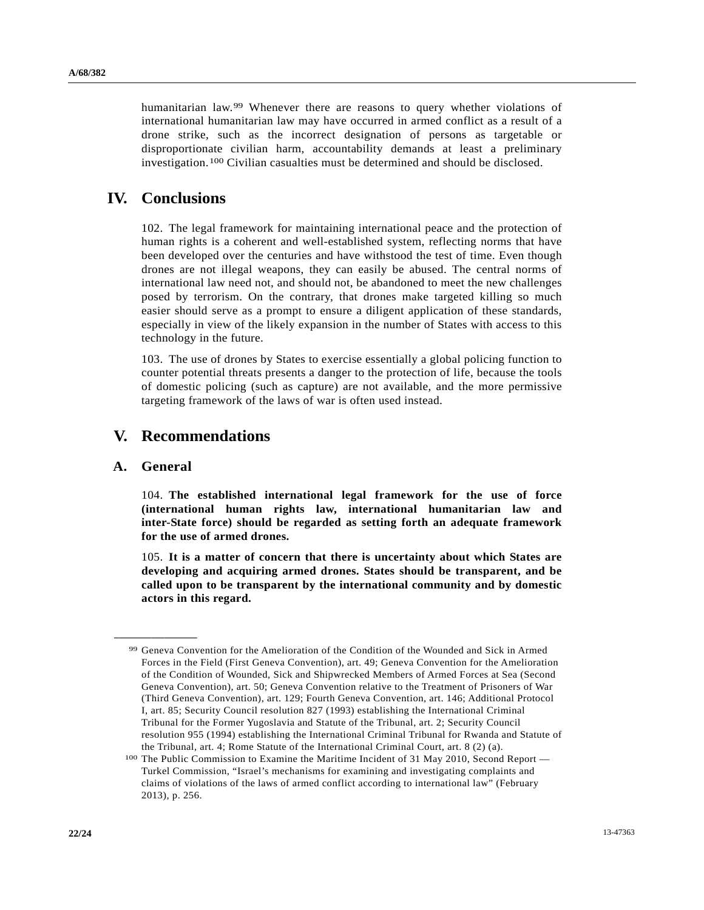humanitarian law.[99] Whenever there are reasons to query whether violations of international humanitarian law may have occurred in armed conflict as a result of a drone strike, such as the incorrect designation of persons as targetable or disproportionate civilian harm, accountability demands at least a preliminary investigation.[100] Civilian casualties must be determined and should be disclosed.

# IV. Conclusions

102. The legal framework for maintaining international peace and the protection of human rights is a coherent and well-established system, reflecting norms that have been developed over the centuries and have withstood the test of time. Even though drones are not illegal weapons, they can easily be abused. The central norms of international law need not, and should not, be abandoned to meet the new challenges posed by terrorism. On the contrary, that drones make targeted killing so much easier should serve as a prompt to ensure a diligent application of these standards, especially in view of the likely expansion in the number of States with access to this technology in the future.

103. The use of drones by States to exercise essentially a global policing function to counter potential threats presents a danger to the protection of life, because the tools of domestic policing (such as capture) are not available, and the more permissive targeting framework of the laws of war is often used instead.

# V. Recommendations

## A. General

104. **The established international legal framework for the use of force (international human rights law, international humanitarian law and inter-State force) should be regarded as setting forth an adequate framework for the use of armed drones.**

105. **It is a matter of concern that there is uncertainty about which States are developing and acquiring armed drones. States should be transparent, and be called upon to be transparent by the international community and by domestic actors in this regard.**

---

[99] Geneva Convention for the Amelioration of the Condition of the Wounded and Sick in Armed Forces in the Field (First Geneva Convention), art. 49; Geneva Convention for the Amelioration of the Condition of Wounded, Sick and Shipwrecked Members of Armed Forces at Sea (Second Geneva Convention), art. 50; Geneva Convention relative to the Treatment of Prisoners of War (Third Geneva Convention), art. 129; Fourth Geneva Convention, art. 146; Additional Protocol I, art. 85; Security Council resolution 827 (1993) establishing the International Criminal Tribunal for the Former Yugoslavia and Statute of the Tribunal, art. 2; Security Council resolution 955 (1994) establishing the International Criminal Tribunal for Rwanda and Statute of the Tribunal, art. 4; Rome Statute of the International Criminal Court, art. 8 (2) (a).

[100] The Public Commission to Examine the Maritime Incident of 31 May 2010, Second Report — Turkel Commission, "Israel's mechanisms for examining and investigating complaints and claims of violations of the laws of armed conflict according to international law" (February 2013), p. 256.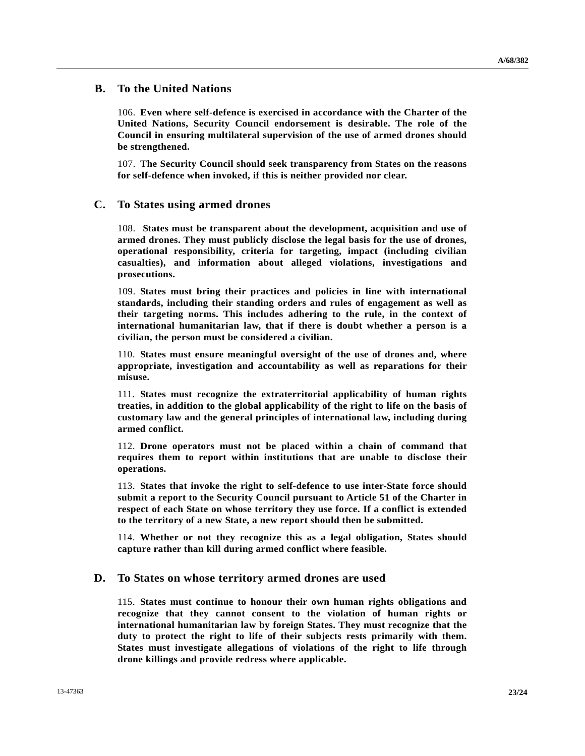## B. To the United Nations

106. **Even where self-defence is exercised in accordance with the Charter of the United Nations, Security Council endorsement is desirable. The role of the Council in ensuring multilateral supervision of the use of armed drones should be strengthened.**

107. **The Security Council should seek transparency from States on the reasons for self-defence when invoked, if this is neither provided nor clear.**

## C. To States using armed drones

108. **States must be transparent about the development, acquisition and use of armed drones. They must publicly disclose the legal basis for the use of drones, operational responsibility, criteria for targeting, impact (including civilian casualties), and information about alleged violations, investigations and prosecutions.**

109. **States must bring their practices and policies in line with international standards, including their standing orders and rules of engagement as well as their targeting norms. This includes adhering to the rule, in the context of international humanitarian law, that if there is doubt whether a person is a civilian, the person must be considered a civilian.**

110. **States must ensure meaningful oversight of the use of drones and, where appropriate, investigation and accountability as well as reparations for their misuse.**

111. **States must recognize the extraterritorial applicability of human rights treaties, in addition to the global applicability of the right to life on the basis of customary law and the general principles of international law, including during armed conflict.**

112. **Drone operators must not be placed within a chain of command that requires them to report within institutions that are unable to disclose their operations.**

113. **States that invoke the right to self-defence to use inter-State force should submit a report to the Security Council pursuant to Article 51 of the Charter in respect of each State on whose territory they use force. If a conflict is extended to the territory of a new State, a new report should then be submitted.**

114. **Whether or not they recognize this as a legal obligation, States should capture rather than kill during armed conflict where feasible.**

## D. To States on whose territory armed drones are used

115. **States must continue to honour their own human rights obligations and recognize that they cannot consent to the violation of human rights or international humanitarian law by foreign States. They must recognize that the duty to protect the right to life of their subjects rests primarily with them. States must investigate allegations of violations of the right to life through drone killings and provide redress where applicable.**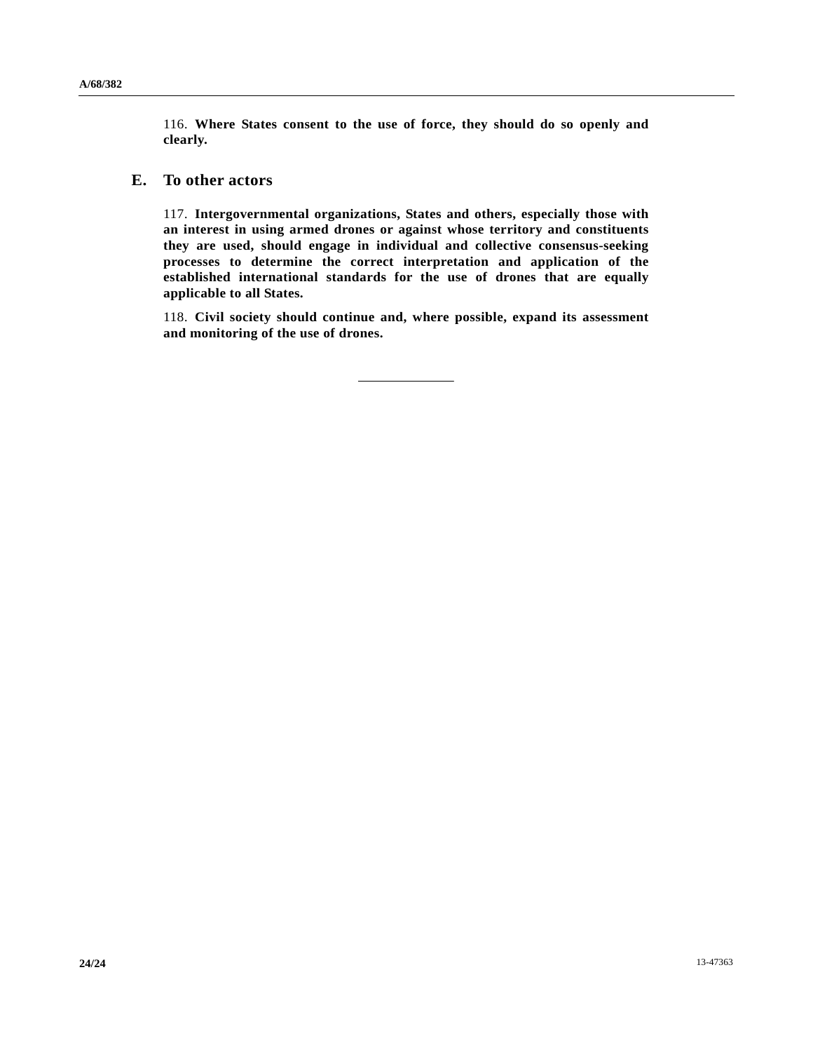116. **Where States consent to the use of force, they should do so openly and clearly.**

## E. To other actors

117. **Intergovernmental organizations, States and others, especially those with an interest in using armed drones or against whose territory and constituents they are used, should engage in individual and collective consensus-seeking processes to determine the correct interpretation and application of the established international standards for the use of drones that are equally applicable to all States.**

118. **Civil society should continue and, where possible, expand its assessment and monitoring of the use of drones.**